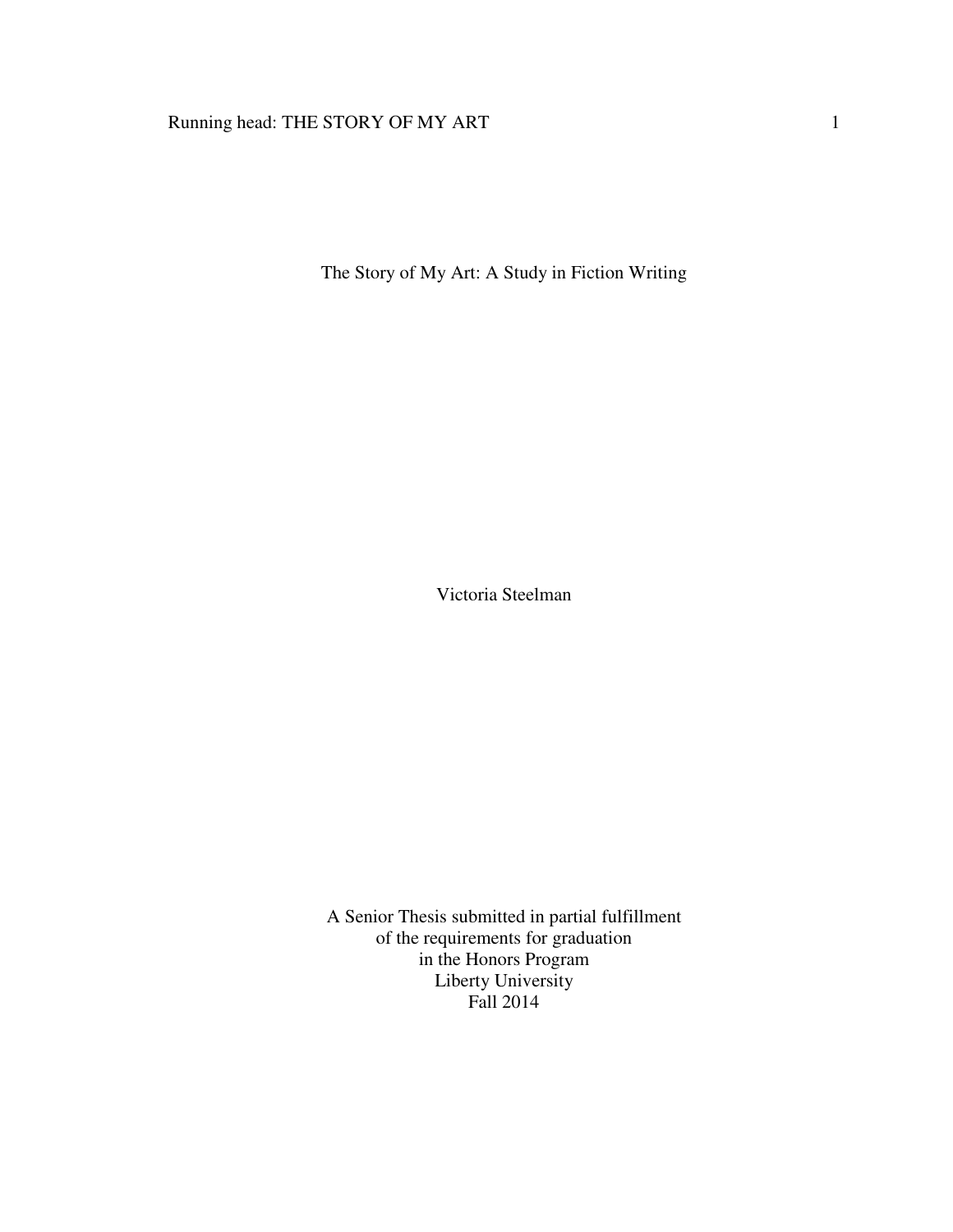# The Story of My Art: A Study in Fiction Writing

Victoria Steelman

A Senior Thesis submitted in partial fulfillment
of the requirements for graduation
in the Honors Program
Liberty University
Fall 2014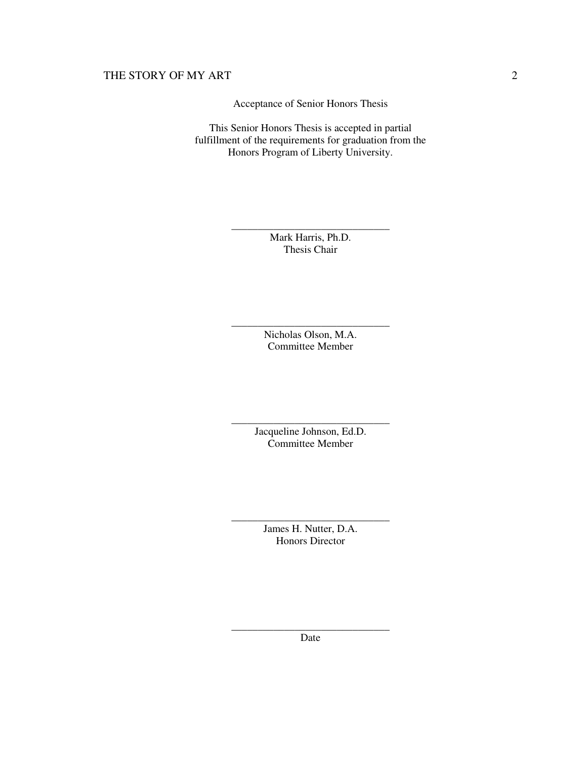Acceptance of Senior Honors Thesis

This Senior Honors Thesis is accepted in partial fulfillment of the requirements for graduation from the Honors Program of Liberty University.

______________________________
Mark Harris, Ph.D.
Thesis Chair

______________________________
Nicholas Olson, M.A.
Committee Member

______________________________
Jacqueline Johnson, Ed.D.
Committee Member

______________________________
James H. Nutter, D.A.
Honors Director

______________________________
Date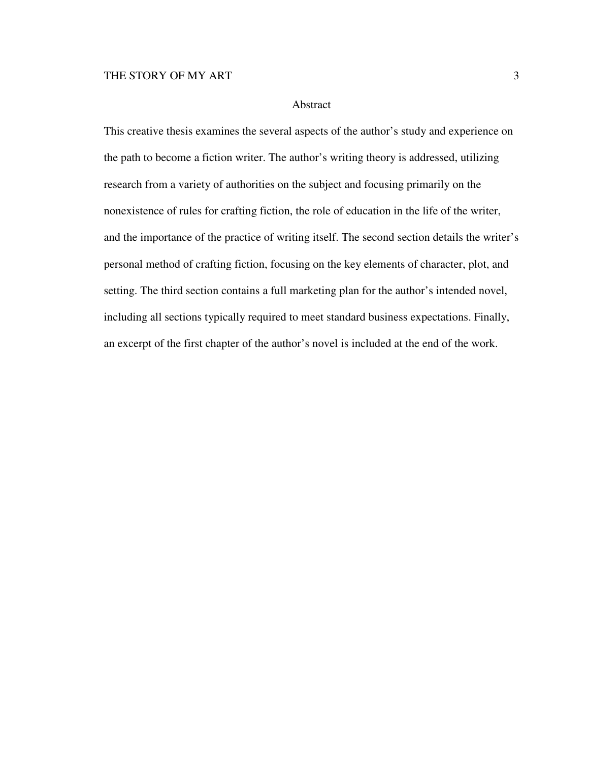# Abstract

This creative thesis examines the several aspects of the author's study and experience on the path to become a fiction writer. The author's writing theory is addressed, utilizing research from a variety of authorities on the subject and focusing primarily on the nonexistence of rules for crafting fiction, the role of education in the life of the writer, and the importance of the practice of writing itself. The second section details the writer's personal method of crafting fiction, focusing on the key elements of character, plot, and setting. The third section contains a full marketing plan for the author's intended novel, including all sections typically required to meet standard business expectations. Finally, an excerpt of the first chapter of the author's novel is included at the end of the work.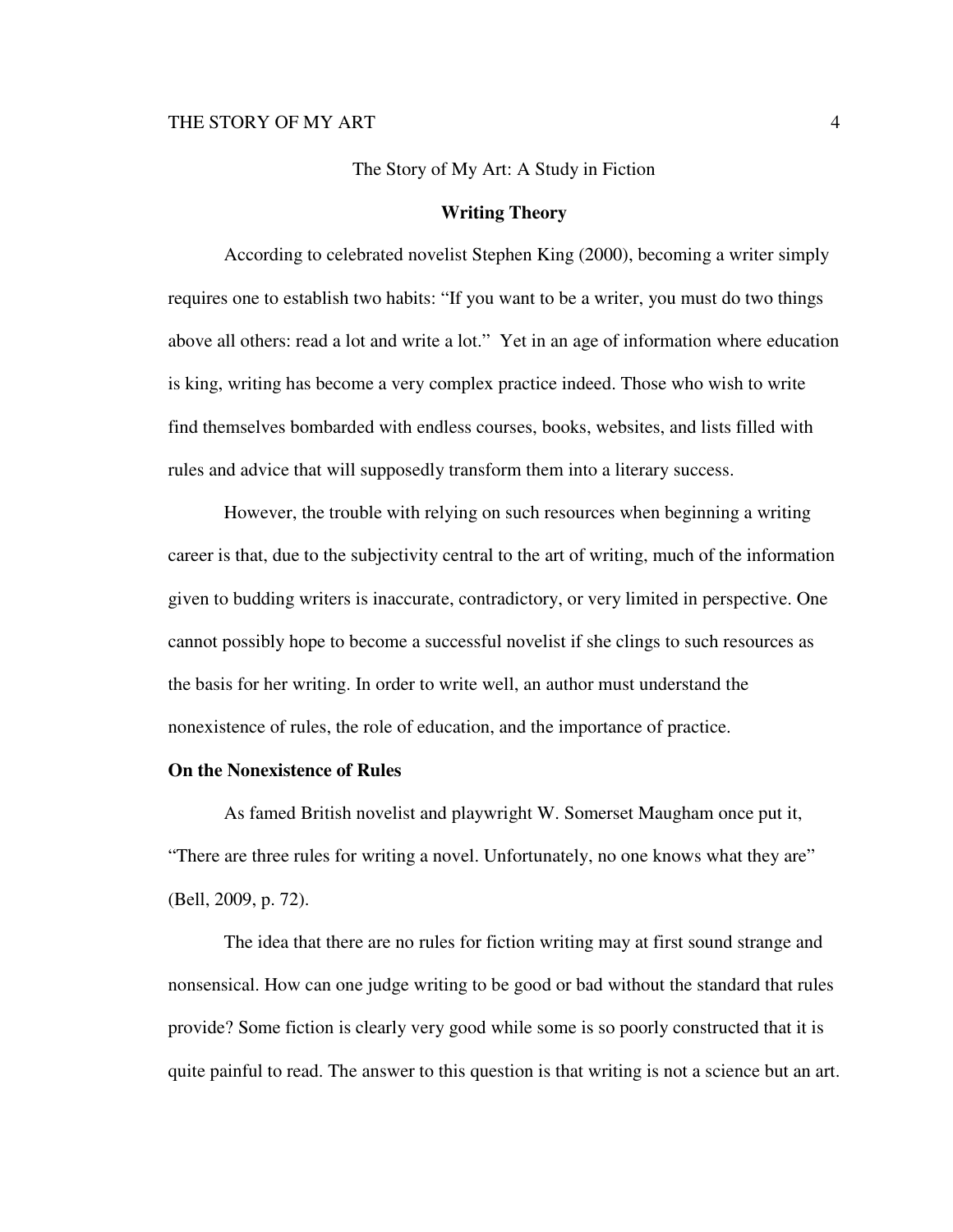The Story of My Art: A Study in Fiction

## Writing Theory

According to celebrated novelist Stephen King (2000), becoming a writer simply requires one to establish two habits: "If you want to be a writer, you must do two things above all others: read a lot and write a lot." Yet in an age of information where education is king, writing has become a very complex practice indeed. Those who wish to write find themselves bombarded with endless courses, books, websites, and lists filled with rules and advice that will supposedly transform them into a literary success.

However, the trouble with relying on such resources when beginning a writing career is that, due to the subjectivity central to the art of writing, much of the information given to budding writers is inaccurate, contradictory, or very limited in perspective. One cannot possibly hope to become a successful novelist if she clings to such resources as the basis for her writing. In order to write well, an author must understand the nonexistence of rules, the role of education, and the importance of practice.

### On the Nonexistence of Rules

As famed British novelist and playwright W. Somerset Maugham once put it, "There are three rules for writing a novel. Unfortunately, no one knows what they are" (Bell, 2009, p. 72).

The idea that there are no rules for fiction writing may at first sound strange and nonsensical. How can one judge writing to be good or bad without the standard that rules provide? Some fiction is clearly very good while some is so poorly constructed that it is quite painful to read. The answer to this question is that writing is not a science but an art.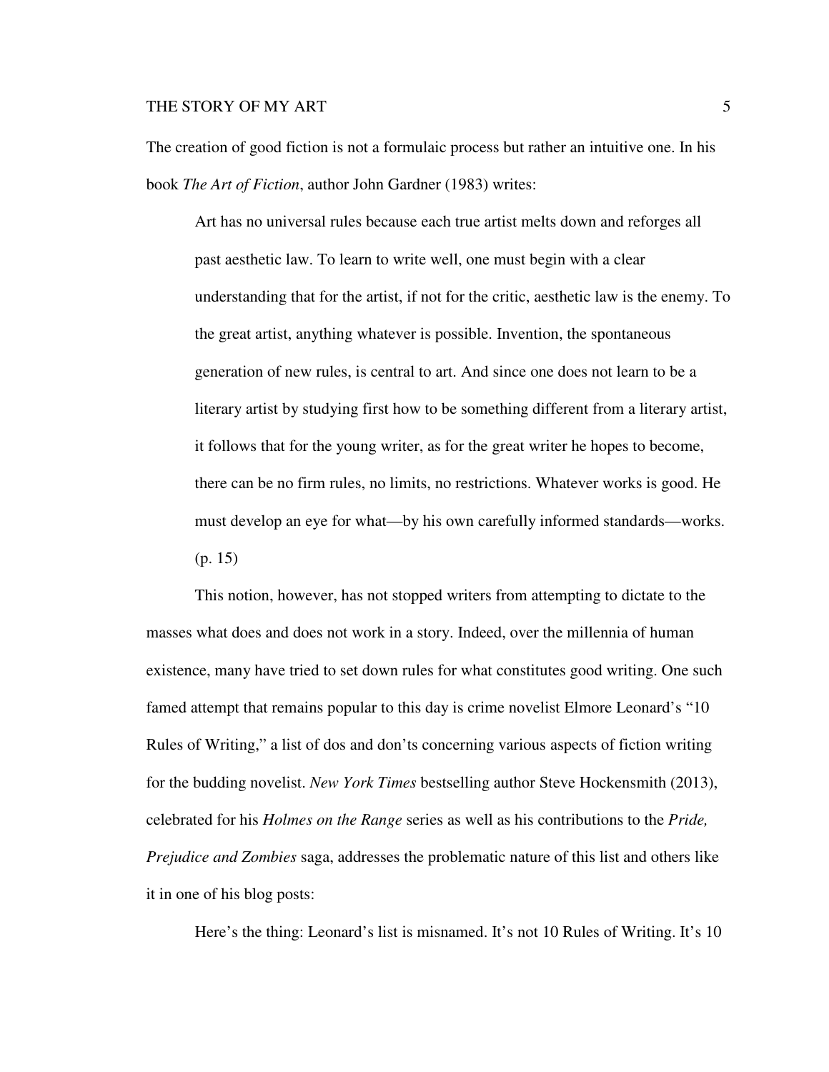The creation of good fiction is not a formulaic process but rather an intuitive one. In his book *The Art of Fiction*, author John Gardner (1983) writes:

> Art has no universal rules because each true artist melts down and reforges all past aesthetic law. To learn to write well, one must begin with a clear understanding that for the artist, if not for the critic, aesthetic law is the enemy. To the great artist, anything whatever is possible. Invention, the spontaneous generation of new rules, is central to art. And since one does not learn to be a literary artist by studying first how to be something different from a literary artist, it follows that for the young writer, as for the great writer he hopes to become, there can be no firm rules, no limits, no restrictions. Whatever works is good. He must develop an eye for what—by his own carefully informed standards—works. (p. 15)

This notion, however, has not stopped writers from attempting to dictate to the masses what does and does not work in a story. Indeed, over the millennia of human existence, many have tried to set down rules for what constitutes good writing. One such famed attempt that remains popular to this day is crime novelist Elmore Leonard's "10 Rules of Writing," a list of dos and don'ts concerning various aspects of fiction writing for the budding novelist. *New York Times* bestselling author Steve Hockensmith (2013), celebrated for his *Holmes on the Range* series as well as his contributions to the *Pride, Prejudice and Zombies* saga, addresses the problematic nature of this list and others like it in one of his blog posts:

> Here's the thing: Leonard's list is misnamed. It's not 10 Rules of Writing. It's 10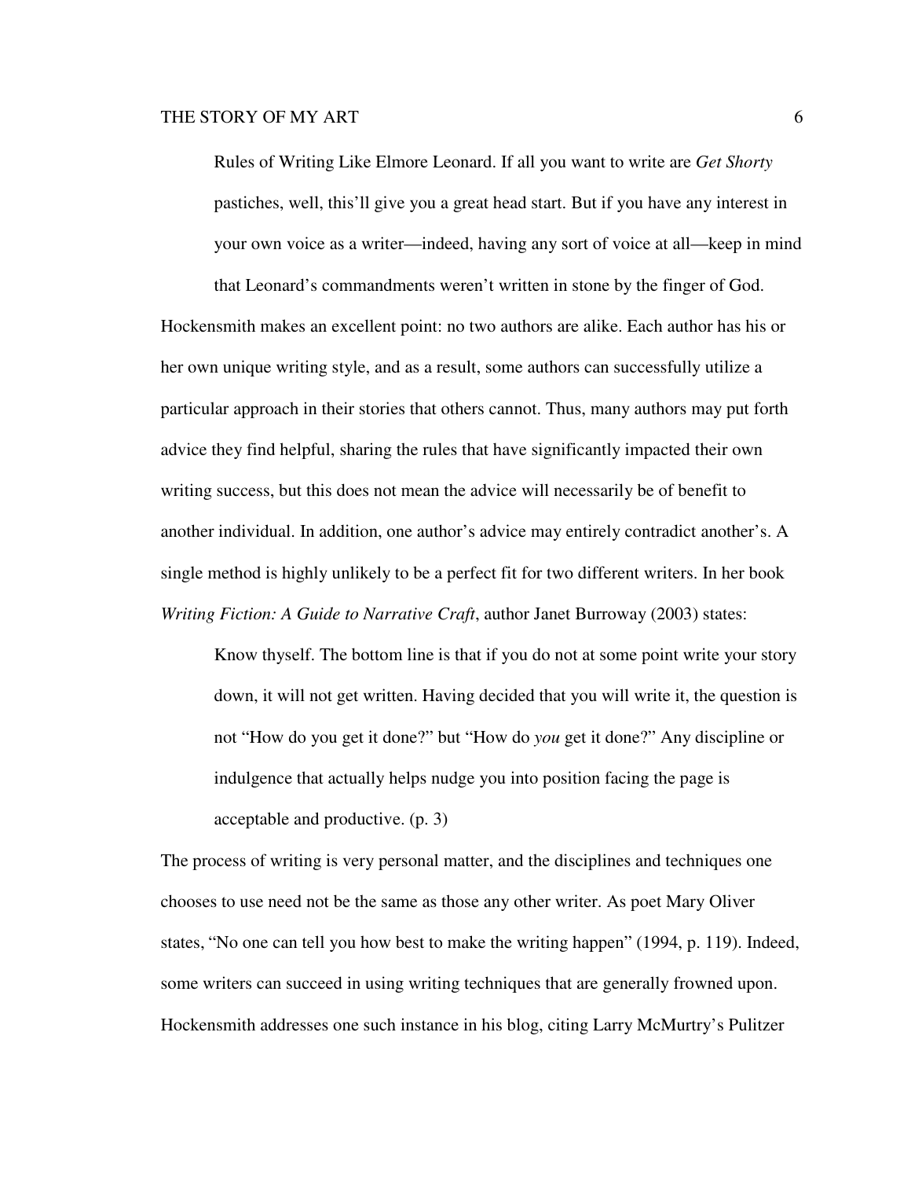> Rules of Writing Like Elmore Leonard. If all you want to write are *Get Shorty* pastiches, well, this'll give you a great head start. But if you have any interest in your own voice as a writer—indeed, having any sort of voice at all—keep in mind that Leonard's commandments weren't written in stone by the finger of God.

Hockensmith makes an excellent point: no two authors are alike. Each author has his or her own unique writing style, and as a result, some authors can successfully utilize a particular approach in their stories that others cannot. Thus, many authors may put forth advice they find helpful, sharing the rules that have significantly impacted their own writing success, but this does not mean the advice will necessarily be of benefit to another individual. In addition, one author's advice may entirely contradict another's. A single method is highly unlikely to be a perfect fit for two different writers. In her book *Writing Fiction: A Guide to Narrative Craft*, author Janet Burroway (2003) states:

> Know thyself. The bottom line is that if you do not at some point write your story down, it will not get written. Having decided that you will write it, the question is not "How do you get it done?" but "How do *you* get it done?" Any discipline or indulgence that actually helps nudge you into position facing the page is acceptable and productive. (p. 3)

The process of writing is very personal matter, and the disciplines and techniques one chooses to use need not be the same as those any other writer. As poet Mary Oliver states, "No one can tell you how best to make the writing happen" (1994, p. 119). Indeed, some writers can succeed in using writing techniques that are generally frowned upon. Hockensmith addresses one such instance in his blog, citing Larry McMurtry's Pulitzer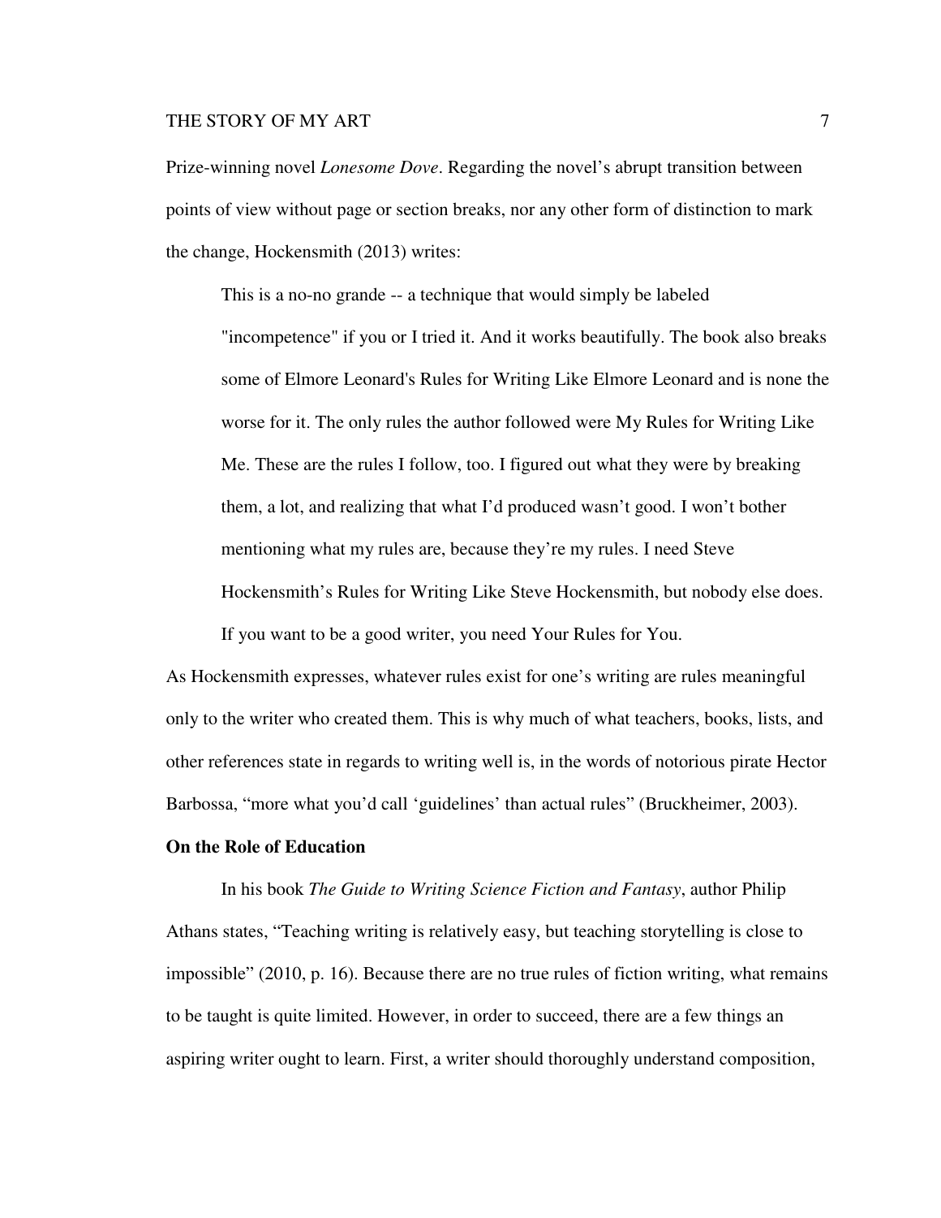Prize-winning novel *Lonesome Dove*. Regarding the novel's abrupt transition between points of view without page or section breaks, nor any other form of distinction to mark the change, Hockensmith (2013) writes:

> This is a no-no grande -- a technique that would simply be labeled "incompetence" if you or I tried it. And it works beautifully. The book also breaks some of Elmore Leonard's Rules for Writing Like Elmore Leonard and is none the worse for it. The only rules the author followed were My Rules for Writing Like Me. These are the rules I follow, too. I figured out what they were by breaking them, a lot, and realizing that what I'd produced wasn't good. I won't bother mentioning what my rules are, because they're my rules. I need Steve Hockensmith's Rules for Writing Like Steve Hockensmith, but nobody else does. If you want to be a good writer, you need Your Rules for You.

As Hockensmith expresses, whatever rules exist for one's writing are rules meaningful only to the writer who created them. This is why much of what teachers, books, lists, and other references state in regards to writing well is, in the words of notorious pirate Hector Barbossa, "more what you'd call 'guidelines' than actual rules" (Bruckheimer, 2003).

**On the Role of Education**

In his book *The Guide to Writing Science Fiction and Fantasy*, author Philip Athans states, "Teaching writing is relatively easy, but teaching storytelling is close to impossible" (2010, p. 16). Because there are no true rules of fiction writing, what remains to be taught is quite limited. However, in order to succeed, there are a few things an aspiring writer ought to learn. First, a writer should thoroughly understand composition,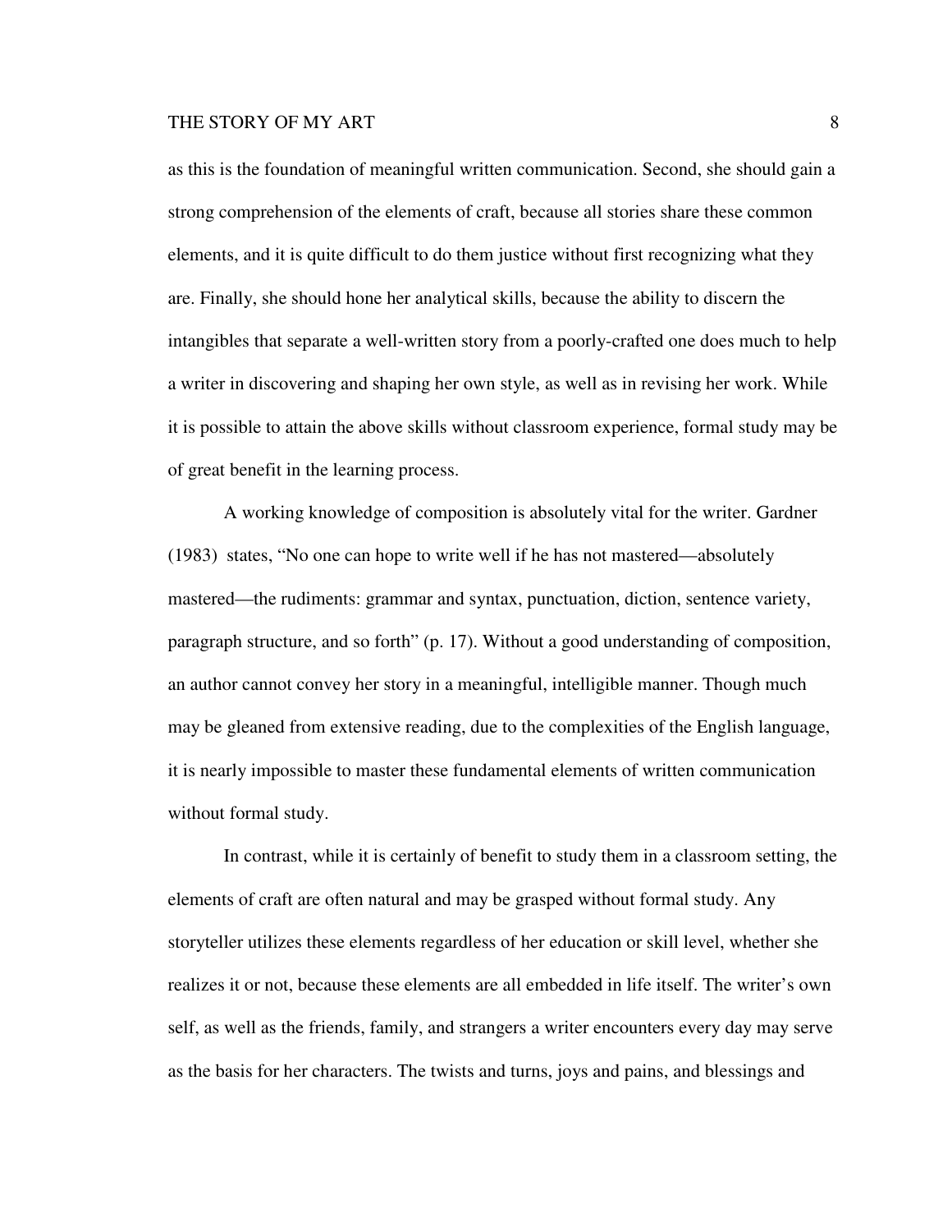as this is the foundation of meaningful written communication. Second, she should gain a strong comprehension of the elements of craft, because all stories share these common elements, and it is quite difficult to do them justice without first recognizing what they are. Finally, she should hone her analytical skills, because the ability to discern the intangibles that separate a well-written story from a poorly-crafted one does much to help a writer in discovering and shaping her own style, as well as in revising her work. While it is possible to attain the above skills without classroom experience, formal study may be of great benefit in the learning process.

A working knowledge of composition is absolutely vital for the writer. Gardner (1983) states, "No one can hope to write well if he has not mastered—absolutely mastered—the rudiments: grammar and syntax, punctuation, diction, sentence variety, paragraph structure, and so forth" (p. 17). Without a good understanding of composition, an author cannot convey her story in a meaningful, intelligible manner. Though much may be gleaned from extensive reading, due to the complexities of the English language, it is nearly impossible to master these fundamental elements of written communication without formal study.

In contrast, while it is certainly of benefit to study them in a classroom setting, the elements of craft are often natural and may be grasped without formal study. Any storyteller utilizes these elements regardless of her education or skill level, whether she realizes it or not, because these elements are all embedded in life itself. The writer's own self, as well as the friends, family, and strangers a writer encounters every day may serve as the basis for her characters. The twists and turns, joys and pains, and blessings and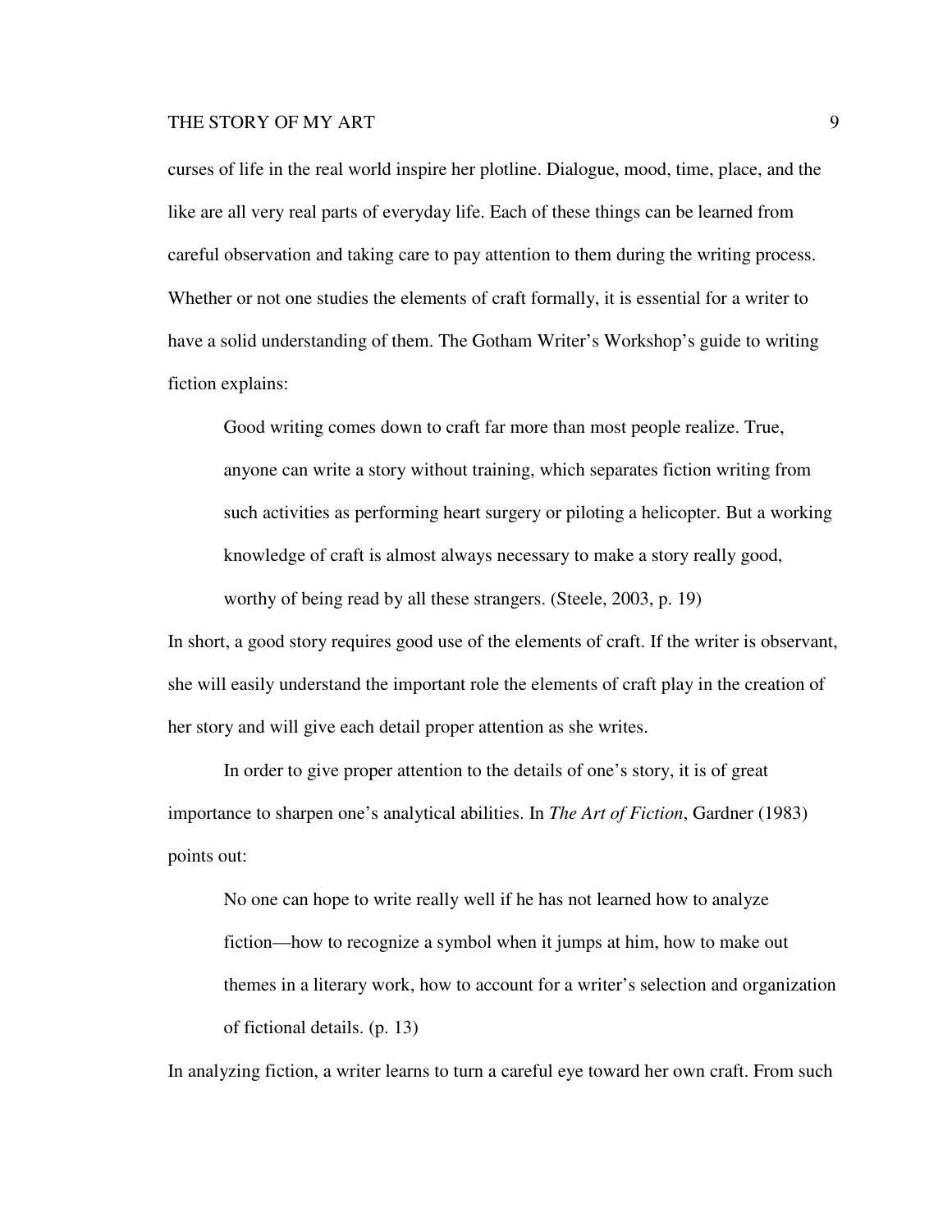curses of life in the real world inspire her plotline. Dialogue, mood, time, place, and the like are all very real parts of everyday life. Each of these things can be learned from careful observation and taking care to pay attention to them during the writing process. Whether or not one studies the elements of craft formally, it is essential for a writer to have a solid understanding of them. The Gotham Writer's Workshop's guide to writing fiction explains:

> Good writing comes down to craft far more than most people realize. True, anyone can write a story without training, which separates fiction writing from such activities as performing heart surgery or piloting a helicopter. But a working knowledge of craft is almost always necessary to make a story really good, worthy of being read by all these strangers. (Steele, 2003, p. 19)

In short, a good story requires good use of the elements of craft. If the writer is observant, she will easily understand the important role the elements of craft play in the creation of her story and will give each detail proper attention as she writes.

In order to give proper attention to the details of one's story, it is of great importance to sharpen one's analytical abilities. In *The Art of Fiction*, Gardner (1983) points out:

> No one can hope to write really well if he has not learned how to analyze fiction—how to recognize a symbol when it jumps at him, how to make out themes in a literary work, how to account for a writer's selection and organization of fictional details. (p. 13)

In analyzing fiction, a writer learns to turn a careful eye toward her own craft. From such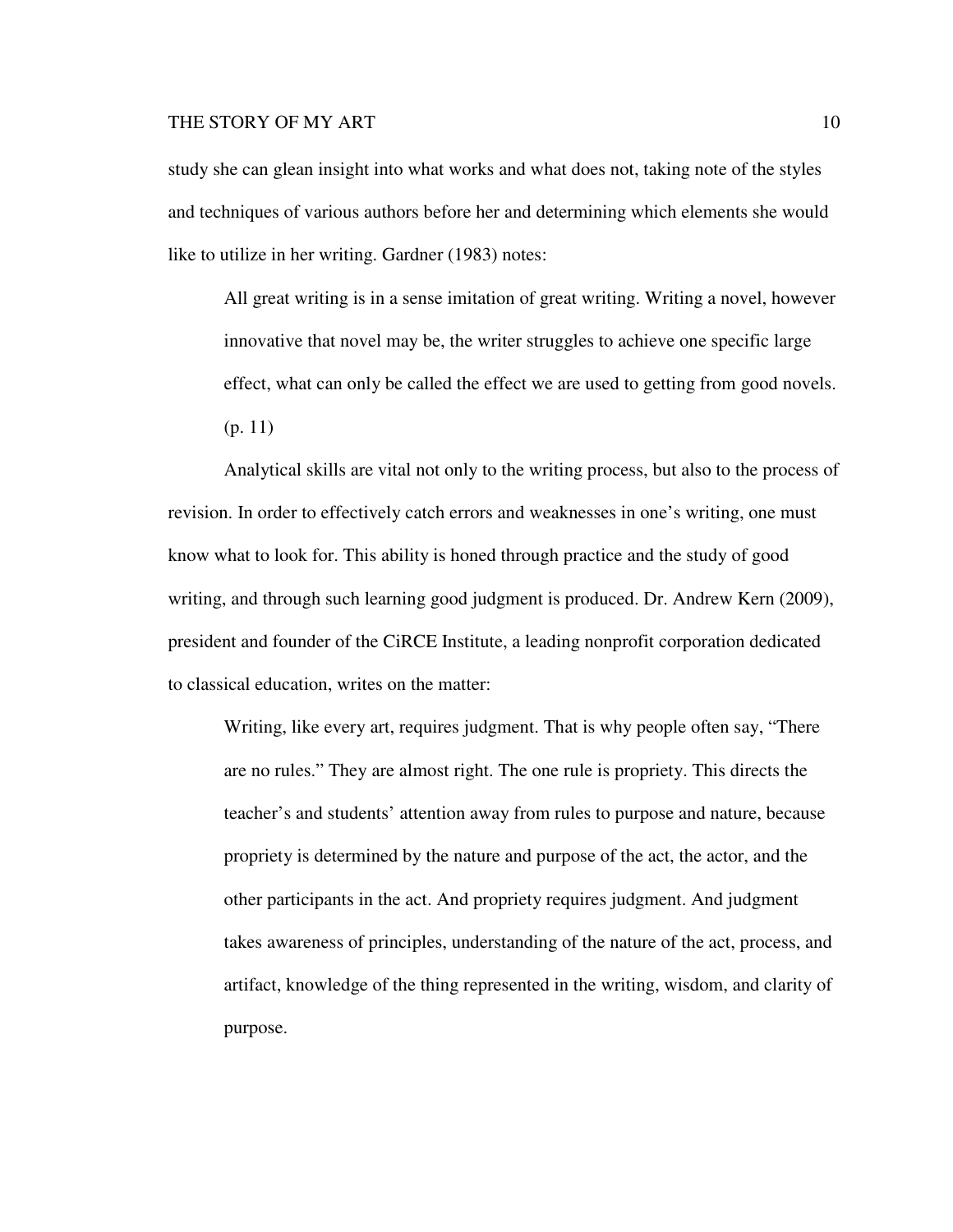study she can glean insight into what works and what does not, taking note of the styles and techniques of various authors before her and determining which elements she would like to utilize in her writing. Gardner (1983) notes:

> All great writing is in a sense imitation of great writing. Writing a novel, however innovative that novel may be, the writer struggles to achieve one specific large effect, what can only be called the effect we are used to getting from good novels. (p. 11)

Analytical skills are vital not only to the writing process, but also to the process of revision. In order to effectively catch errors and weaknesses in one's writing, one must know what to look for. This ability is honed through practice and the study of good writing, and through such learning good judgment is produced. Dr. Andrew Kern (2009), president and founder of the CiRCE Institute, a leading nonprofit corporation dedicated to classical education, writes on the matter:

> Writing, like every art, requires judgment. That is why people often say, "There are no rules." They are almost right. The one rule is propriety. This directs the teacher's and students' attention away from rules to purpose and nature, because propriety is determined by the nature and purpose of the act, the actor, and the other participants in the act. And propriety requires judgment. And judgment takes awareness of principles, understanding of the nature of the act, process, and artifact, knowledge of the thing represented in the writing, wisdom, and clarity of purpose.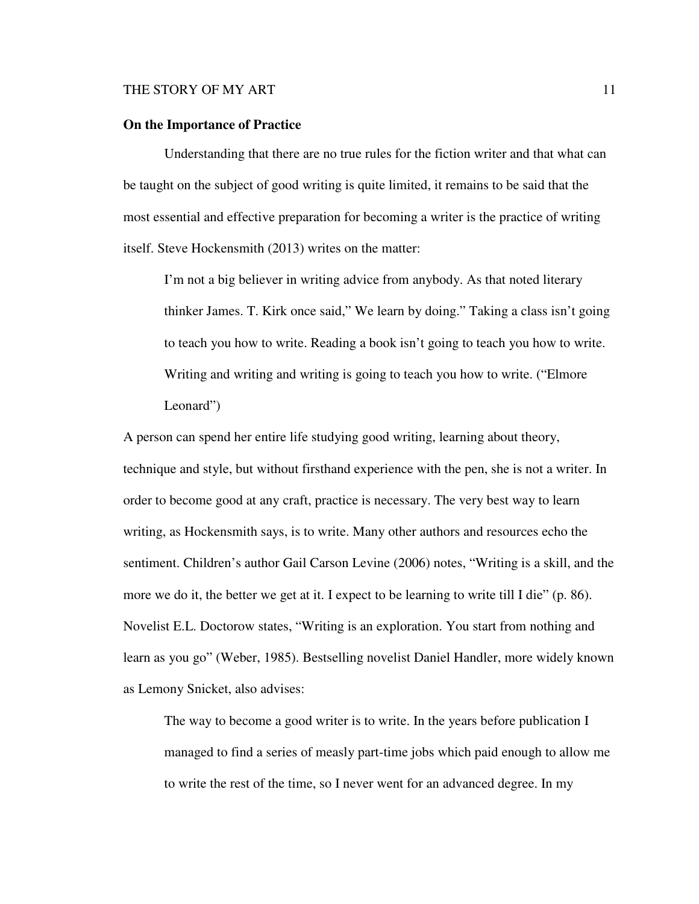**On the Importance of Practice**

Understanding that there are no true rules for the fiction writer and that what can be taught on the subject of good writing is quite limited, it remains to be said that the most essential and effective preparation for becoming a writer is the practice of writing itself. Steve Hockensmith (2013) writes on the matter:

> I'm not a big believer in writing advice from anybody. As that noted literary thinker James. T. Kirk once said," We learn by doing." Taking a class isn't going to teach you how to write. Reading a book isn't going to teach you how to write. Writing and writing and writing is going to teach you how to write. ("Elmore Leonard")

A person can spend her entire life studying good writing, learning about theory, technique and style, but without firsthand experience with the pen, she is not a writer. In order to become good at any craft, practice is necessary. The very best way to learn writing, as Hockensmith says, is to write. Many other authors and resources echo the sentiment. Children's author Gail Carson Levine (2006) notes, "Writing is a skill, and the more we do it, the better we get at it. I expect to be learning to write till I die" (p. 86). Novelist E.L. Doctorow states, "Writing is an exploration. You start from nothing and learn as you go" (Weber, 1985). Bestselling novelist Daniel Handler, more widely known as Lemony Snicket, also advises:

> The way to become a good writer is to write. In the years before publication I managed to find a series of measly part-time jobs which paid enough to allow me to write the rest of the time, so I never went for an advanced degree. In my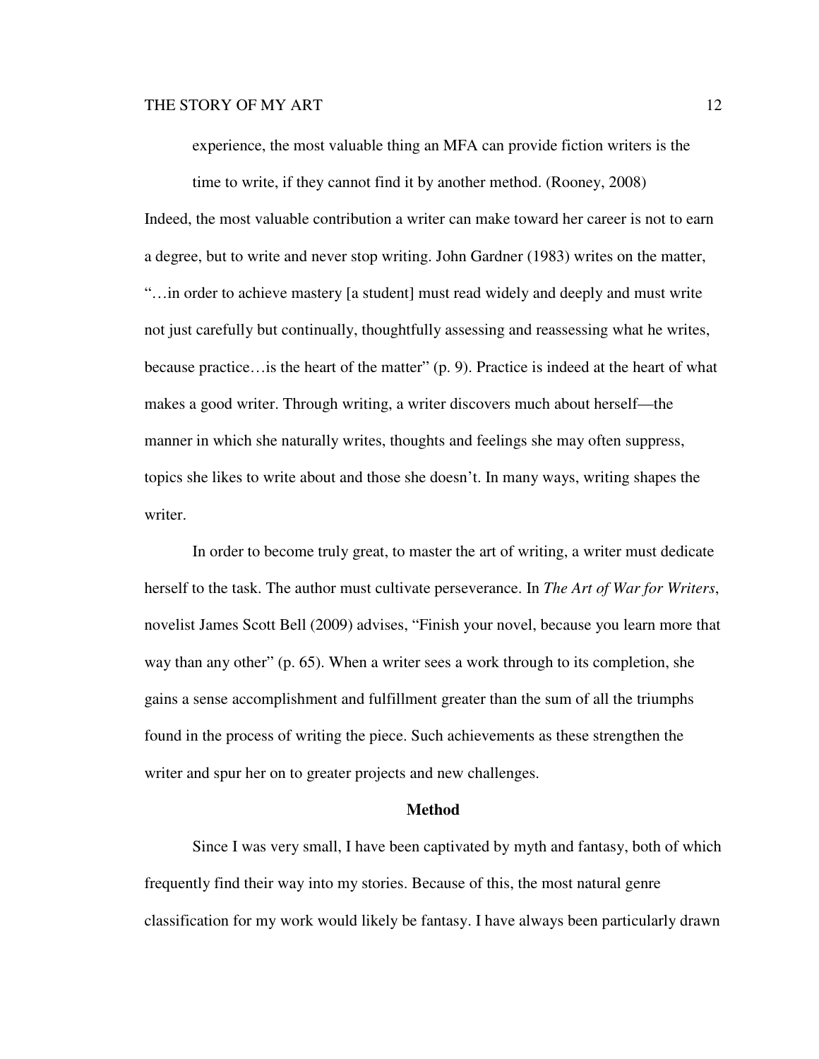> experience, the most valuable thing an MFA can provide fiction writers is the time to write, if they cannot find it by another method. (Rooney, 2008)

Indeed, the most valuable contribution a writer can make toward her career is not to earn a degree, but to write and never stop writing. John Gardner (1983) writes on the matter, "…in order to achieve mastery [a student] must read widely and deeply and must write not just carefully but continually, thoughtfully assessing and reassessing what he writes, because practice…is the heart of the matter" (p. 9). Practice is indeed at the heart of what makes a good writer. Through writing, a writer discovers much about herself—the manner in which she naturally writes, thoughts and feelings she may often suppress, topics she likes to write about and those she doesn't. In many ways, writing shapes the writer.

In order to become truly great, to master the art of writing, a writer must dedicate herself to the task. The author must cultivate perseverance. In *The Art of War for Writers*, novelist James Scott Bell (2009) advises, "Finish your novel, because you learn more that way than any other" (p. 65). When a writer sees a work through to its completion, she gains a sense accomplishment and fulfillment greater than the sum of all the triumphs found in the process of writing the piece. Such achievements as these strengthen the writer and spur her on to greater projects and new challenges.

## Method

Since I was very small, I have been captivated by myth and fantasy, both of which frequently find their way into my stories. Because of this, the most natural genre classification for my work would likely be fantasy. I have always been particularly drawn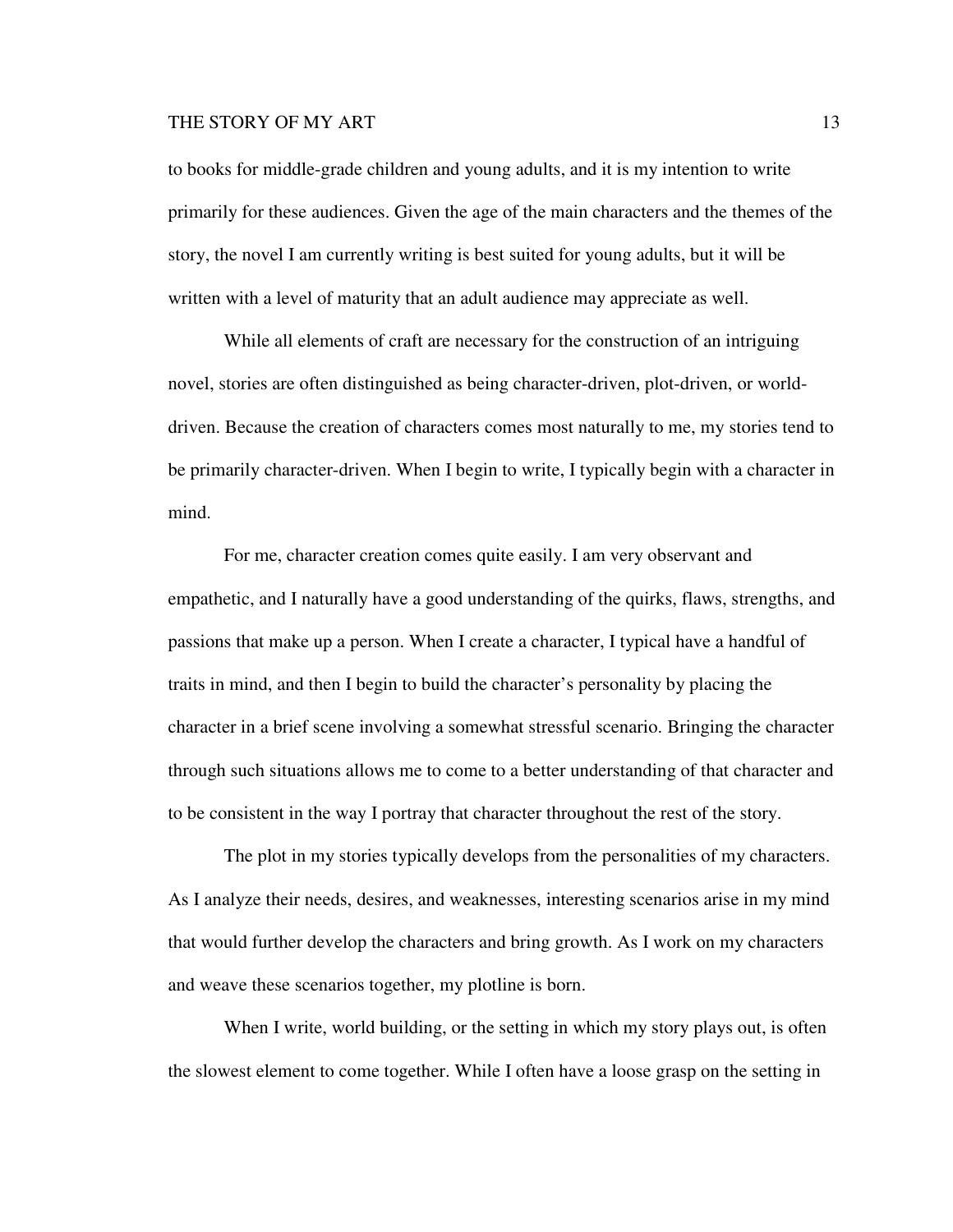to books for middle-grade children and young adults, and it is my intention to write primarily for these audiences. Given the age of the main characters and the themes of the story, the novel I am currently writing is best suited for young adults, but it will be written with a level of maturity that an adult audience may appreciate as well.

While all elements of craft are necessary for the construction of an intriguing novel, stories are often distinguished as being character-driven, plot-driven, or world-driven. Because the creation of characters comes most naturally to me, my stories tend to be primarily character-driven. When I begin to write, I typically begin with a character in mind.

For me, character creation comes quite easily. I am very observant and empathetic, and I naturally have a good understanding of the quirks, flaws, strengths, and passions that make up a person. When I create a character, I typical have a handful of traits in mind, and then I begin to build the character's personality by placing the character in a brief scene involving a somewhat stressful scenario. Bringing the character through such situations allows me to come to a better understanding of that character and to be consistent in the way I portray that character throughout the rest of the story.

The plot in my stories typically develops from the personalities of my characters. As I analyze their needs, desires, and weaknesses, interesting scenarios arise in my mind that would further develop the characters and bring growth. As I work on my characters and weave these scenarios together, my plotline is born.

When I write, world building, or the setting in which my story plays out, is often the slowest element to come together. While I often have a loose grasp on the setting in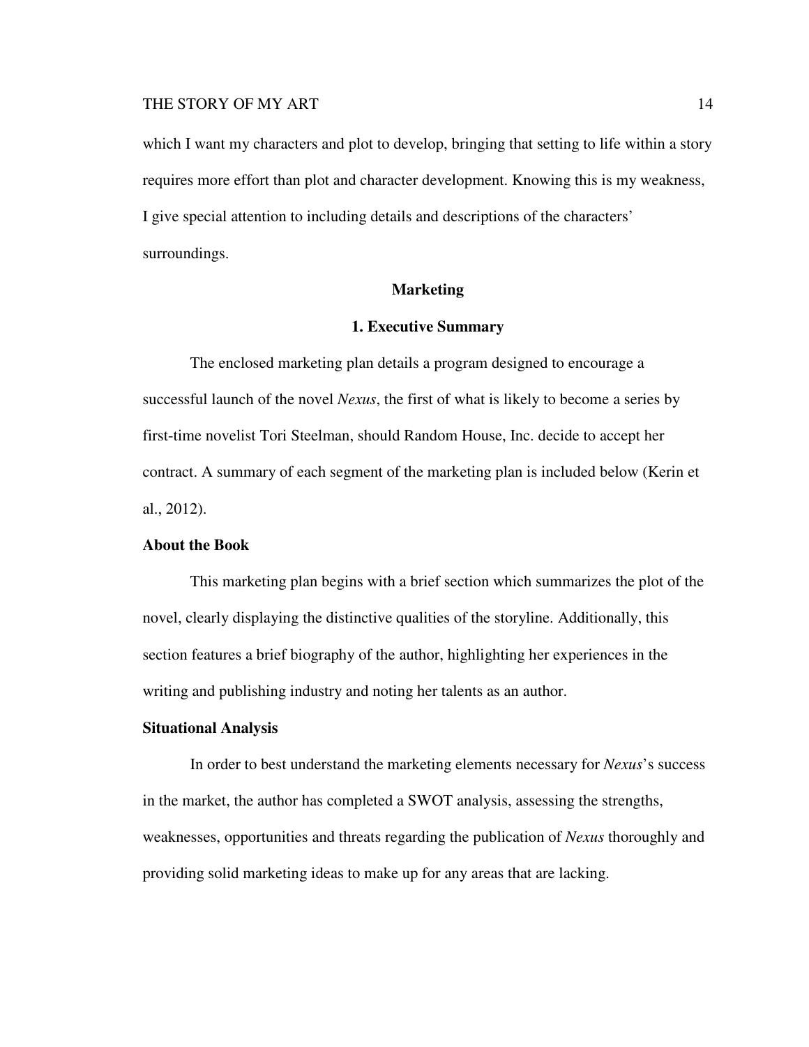which I want my characters and plot to develop, bringing that setting to life within a story requires more effort than plot and character development. Knowing this is my weakness, I give special attention to including details and descriptions of the characters' surroundings.

## Marketing

### 1. Executive Summary

The enclosed marketing plan details a program designed to encourage a successful launch of the novel *Nexus*, the first of what is likely to become a series by first-time novelist Tori Steelman, should Random House, Inc. decide to accept her contract. A summary of each segment of the marketing plan is included below (Kerin et al., 2012).

#### About the Book

This marketing plan begins with a brief section which summarizes the plot of the novel, clearly displaying the distinctive qualities of the storyline. Additionally, this section features a brief biography of the author, highlighting her experiences in the writing and publishing industry and noting her talents as an author.

#### Situational Analysis

In order to best understand the marketing elements necessary for *Nexus*'s success in the market, the author has completed a SWOT analysis, assessing the strengths, weaknesses, opportunities and threats regarding the publication of *Nexus* thoroughly and providing solid marketing ideas to make up for any areas that are lacking.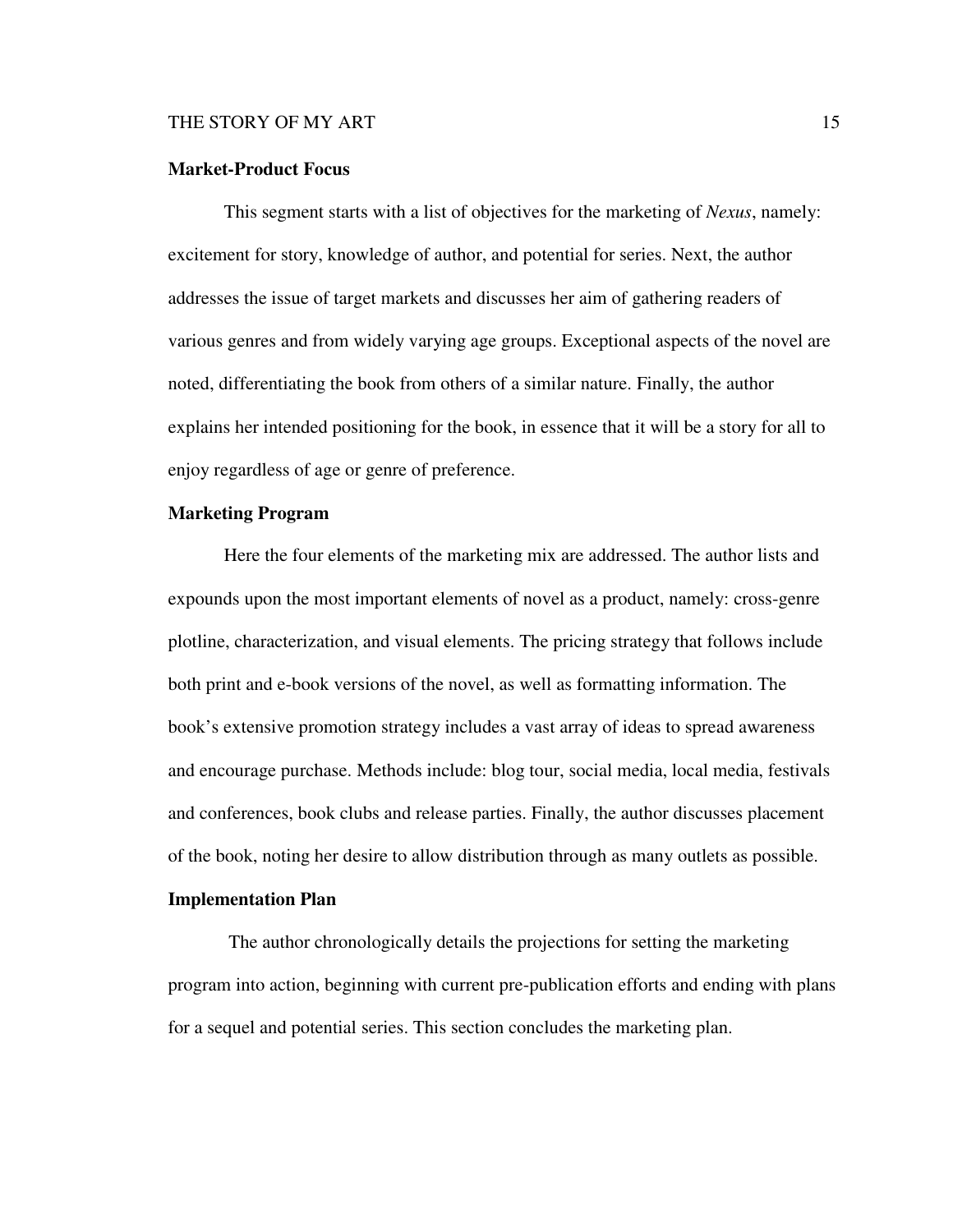## Market-Product Focus

This segment starts with a list of objectives for the marketing of *Nexus*, namely: excitement for story, knowledge of author, and potential for series. Next, the author addresses the issue of target markets and discusses her aim of gathering readers of various genres and from widely varying age groups. Exceptional aspects of the novel are noted, differentiating the book from others of a similar nature. Finally, the author explains her intended positioning for the book, in essence that it will be a story for all to enjoy regardless of age or genre of preference.

## Marketing Program

Here the four elements of the marketing mix are addressed. The author lists and expounds upon the most important elements of novel as a product, namely: cross-genre plotline, characterization, and visual elements. The pricing strategy that follows include both print and e-book versions of the novel, as well as formatting information. The book's extensive promotion strategy includes a vast array of ideas to spread awareness and encourage purchase. Methods include: blog tour, social media, local media, festivals and conferences, book clubs and release parties. Finally, the author discusses placement of the book, noting her desire to allow distribution through as many outlets as possible.

## Implementation Plan

The author chronologically details the projections for setting the marketing program into action, beginning with current pre-publication efforts and ending with plans for a sequel and potential series. This section concludes the marketing plan.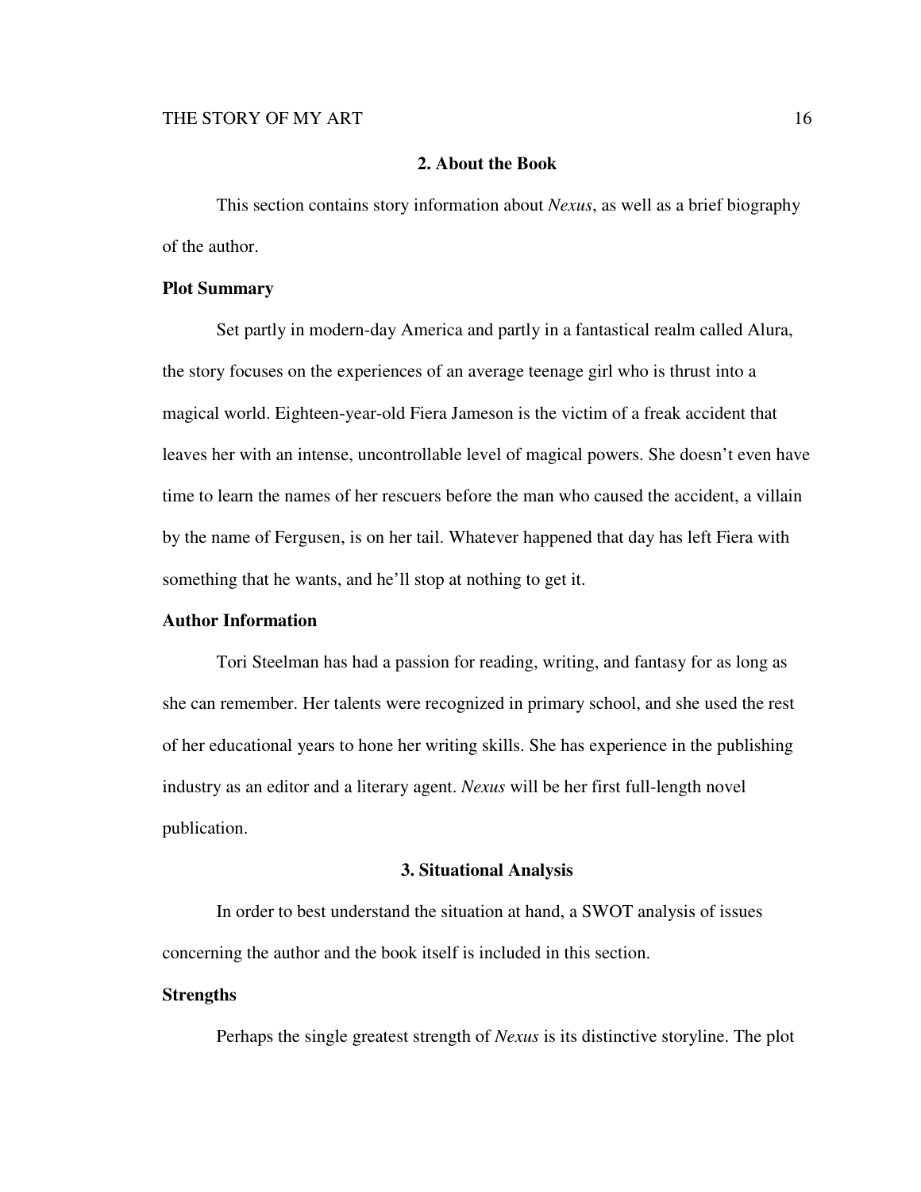## 2. About the Book

This section contains story information about *Nexus*, as well as a brief biography of the author.

### Plot Summary

Set partly in modern-day America and partly in a fantastical realm called Alura, the story focuses on the experiences of an average teenage girl who is thrust into a magical world. Eighteen-year-old Fiera Jameson is the victim of a freak accident that leaves her with an intense, uncontrollable level of magical powers. She doesn't even have time to learn the names of her rescuers before the man who caused the accident, a villain by the name of Fergusen, is on her tail. Whatever happened that day has left Fiera with something that he wants, and he'll stop at nothing to get it.

### Author Information

Tori Steelman has had a passion for reading, writing, and fantasy for as long as she can remember. Her talents were recognized in primary school, and she used the rest of her educational years to hone her writing skills. She has experience in the publishing industry as an editor and a literary agent. *Nexus* will be her first full-length novel publication.

## 3. Situational Analysis

In order to best understand the situation at hand, a SWOT analysis of issues concerning the author and the book itself is included in this section.

### Strengths

Perhaps the single greatest strength of *Nexus* is its distinctive storyline. The plot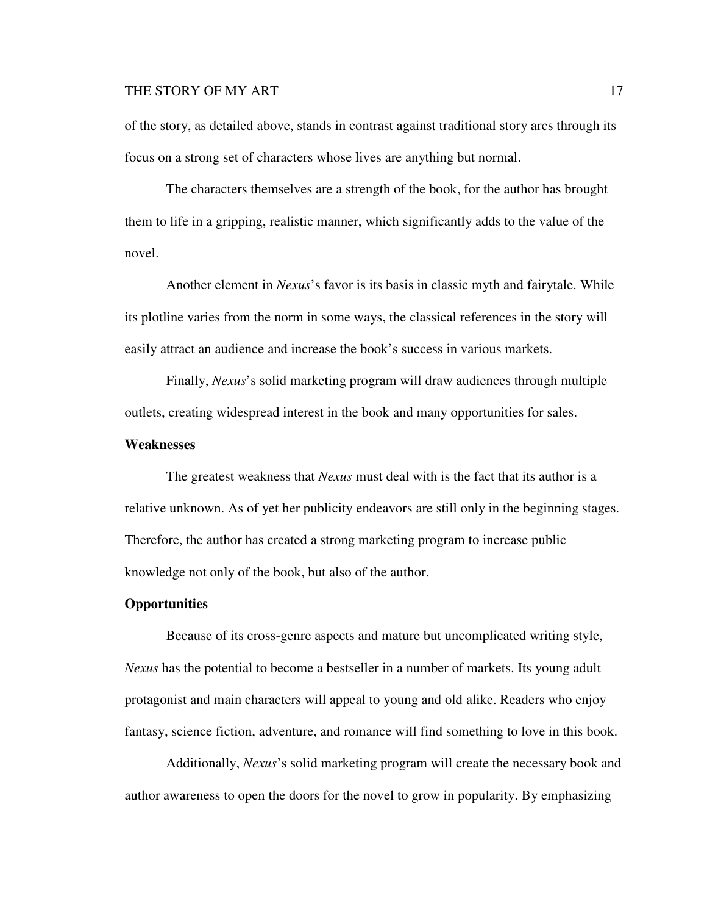of the story, as detailed above, stands in contrast against traditional story arcs through its focus on a strong set of characters whose lives are anything but normal.

The characters themselves are a strength of the book, for the author has brought them to life in a gripping, realistic manner, which significantly adds to the value of the novel.

Another element in *Nexus*'s favor is its basis in classic myth and fairytale. While its plotline varies from the norm in some ways, the classical references in the story will easily attract an audience and increase the book's success in various markets.

Finally, *Nexus*'s solid marketing program will draw audiences through multiple outlets, creating widespread interest in the book and many opportunities for sales.

**Weaknesses**

The greatest weakness that *Nexus* must deal with is the fact that its author is a relative unknown. As of yet her publicity endeavors are still only in the beginning stages. Therefore, the author has created a strong marketing program to increase public knowledge not only of the book, but also of the author.

**Opportunities**

Because of its cross-genre aspects and mature but uncomplicated writing style, *Nexus* has the potential to become a bestseller in a number of markets. Its young adult protagonist and main characters will appeal to young and old alike. Readers who enjoy fantasy, science fiction, adventure, and romance will find something to love in this book.

Additionally, *Nexus*'s solid marketing program will create the necessary book and author awareness to open the doors for the novel to grow in popularity. By emphasizing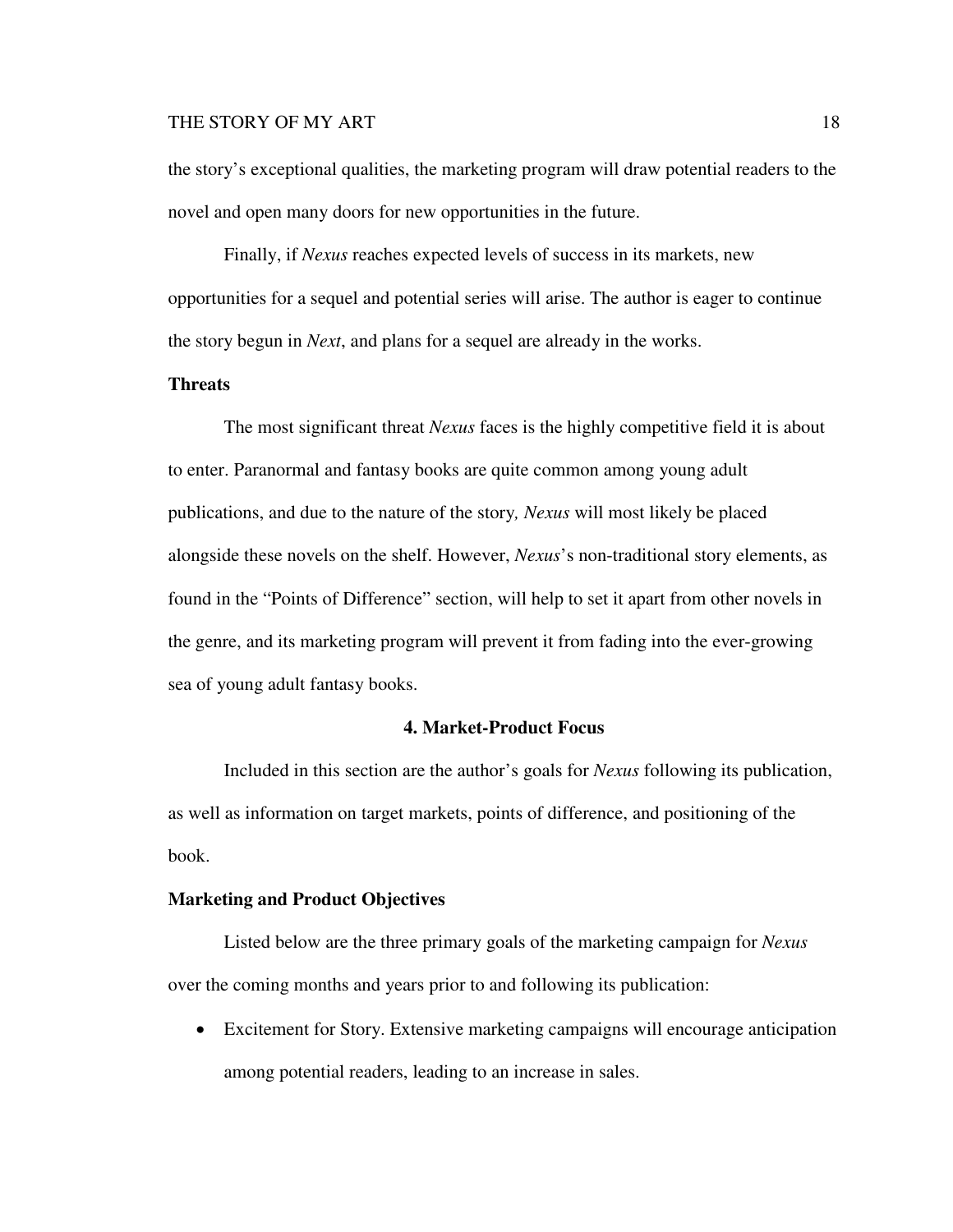the story's exceptional qualities, the marketing program will draw potential readers to the novel and open many doors for new opportunities in the future.

Finally, if *Nexus* reaches expected levels of success in its markets, new opportunities for a sequel and potential series will arise. The author is eager to continue the story begun in *Next*, and plans for a sequel are already in the works.

**Threats**

The most significant threat *Nexus* faces is the highly competitive field it is about to enter. Paranormal and fantasy books are quite common among young adult publications, and due to the nature of the story*, Nexus* will most likely be placed alongside these novels on the shelf. However, *Nexus*'s non-traditional story elements, as found in the "Points of Difference" section, will help to set it apart from other novels in the genre, and its marketing program will prevent it from fading into the ever-growing sea of young adult fantasy books.

## 4. Market-Product Focus

Included in this section are the author's goals for *Nexus* following its publication, as well as information on target markets, points of difference, and positioning of the book.

**Marketing and Product Objectives**

Listed below are the three primary goals of the marketing campaign for *Nexus* over the coming months and years prior to and following its publication:

- Excitement for Story. Extensive marketing campaigns will encourage anticipation among potential readers, leading to an increase in sales.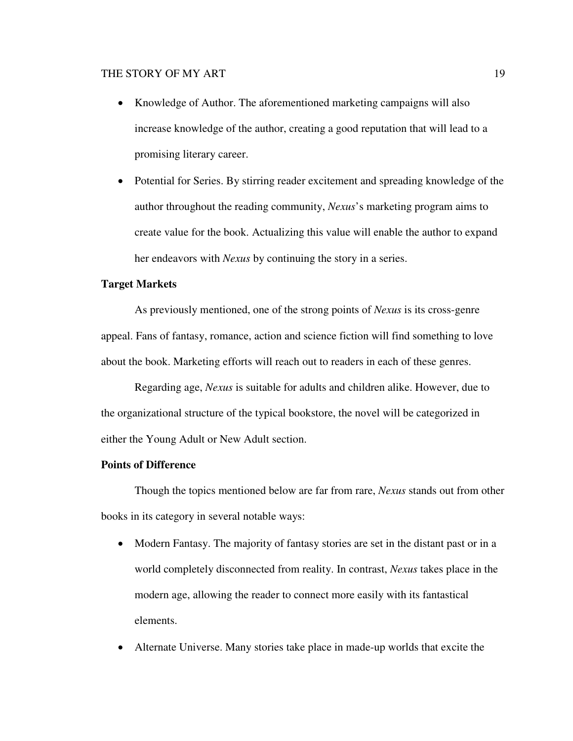- Knowledge of Author. The aforementioned marketing campaigns will also increase knowledge of the author, creating a good reputation that will lead to a promising literary career.
- Potential for Series. By stirring reader excitement and spreading knowledge of the author throughout the reading community, *Nexus*'s marketing program aims to create value for the book. Actualizing this value will enable the author to expand her endeavors with *Nexus* by continuing the story in a series.

**Target Markets**

As previously mentioned, one of the strong points of *Nexus* is its cross-genre appeal. Fans of fantasy, romance, action and science fiction will find something to love about the book. Marketing efforts will reach out to readers in each of these genres.

Regarding age, *Nexus* is suitable for adults and children alike. However, due to the organizational structure of the typical bookstore, the novel will be categorized in either the Young Adult or New Adult section.

**Points of Difference**

Though the topics mentioned below are far from rare, *Nexus* stands out from other books in its category in several notable ways:

- Modern Fantasy. The majority of fantasy stories are set in the distant past or in a world completely disconnected from reality. In contrast, *Nexus* takes place in the modern age, allowing the reader to connect more easily with its fantastical elements.
- Alternate Universe. Many stories take place in made-up worlds that excite the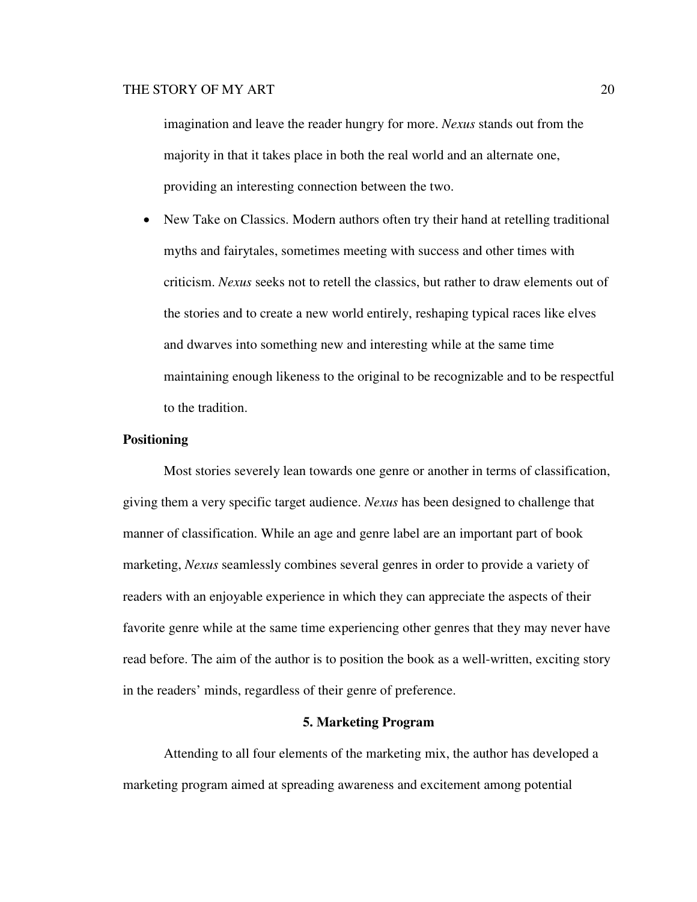imagination and leave the reader hungry for more. *Nexus* stands out from the majority in that it takes place in both the real world and an alternate one, providing an interesting connection between the two.

- New Take on Classics. Modern authors often try their hand at retelling traditional myths and fairytales, sometimes meeting with success and other times with criticism. *Nexus* seeks not to retell the classics, but rather to draw elements out of the stories and to create a new world entirely, reshaping typical races like elves and dwarves into something new and interesting while at the same time maintaining enough likeness to the original to be recognizable and to be respectful to the tradition.

**Positioning**

Most stories severely lean towards one genre or another in terms of classification, giving them a very specific target audience. *Nexus* has been designed to challenge that manner of classification. While an age and genre label are an important part of book marketing, *Nexus* seamlessly combines several genres in order to provide a variety of readers with an enjoyable experience in which they can appreciate the aspects of their favorite genre while at the same time experiencing other genres that they may never have read before. The aim of the author is to position the book as a well-written, exciting story in the readers' minds, regardless of their genre of preference.

## 5. Marketing Program

Attending to all four elements of the marketing mix, the author has developed a marketing program aimed at spreading awareness and excitement among potential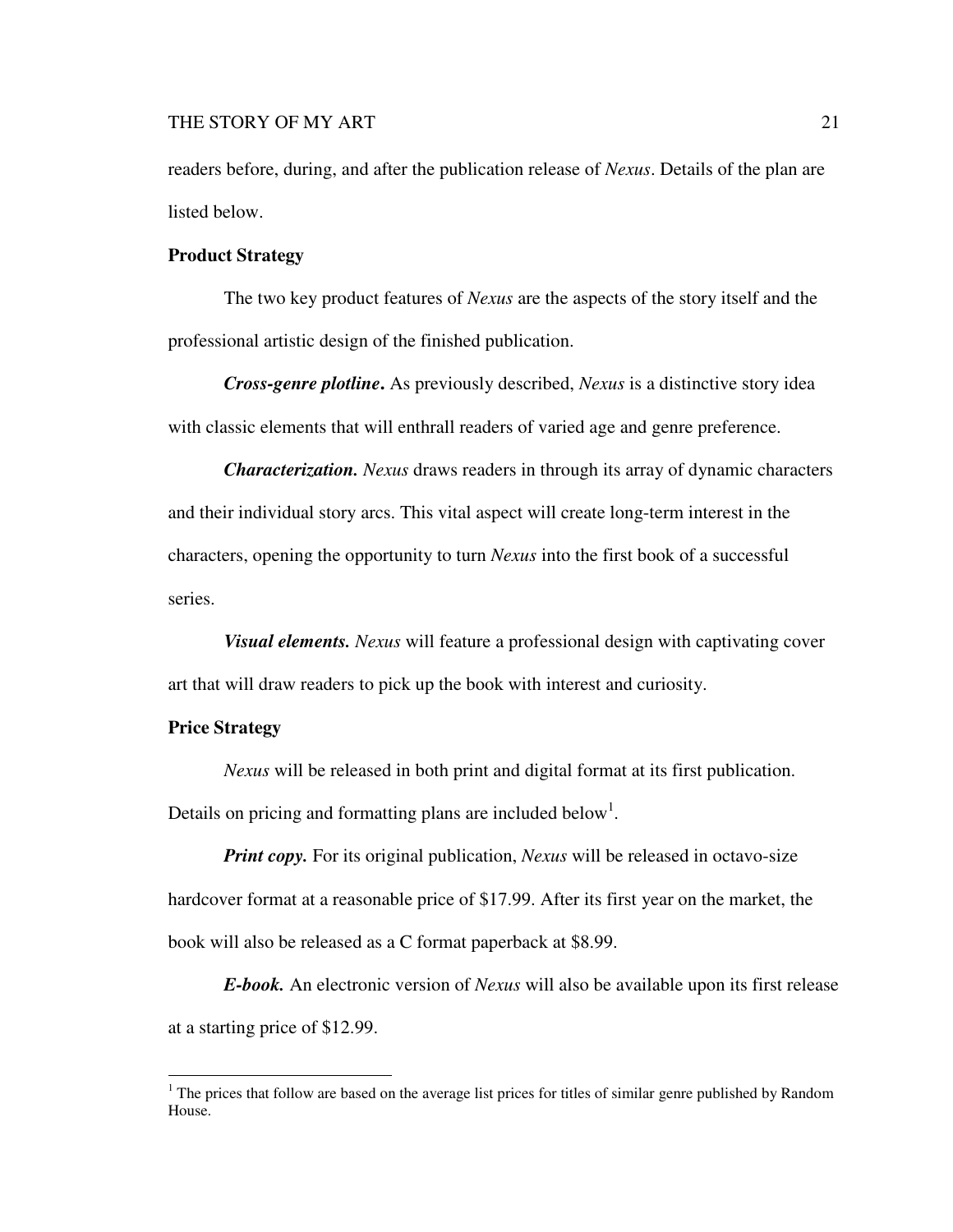readers before, during, and after the publication release of *Nexus*. Details of the plan are listed below.

## Product Strategy

The two key product features of *Nexus* are the aspects of the story itself and the professional artistic design of the finished publication.

***Cross-genre plotline***. As previously described, *Nexus* is a distinctive story idea with classic elements that will enthrall readers of varied age and genre preference.

***Characterization.*** *Nexus* draws readers in through its array of dynamic characters and their individual story arcs. This vital aspect will create long-term interest in the characters, opening the opportunity to turn *Nexus* into the first book of a successful series.

***Visual elements.*** *Nexus* will feature a professional design with captivating cover art that will draw readers to pick up the book with interest and curiosity.

## Price Strategy

*Nexus* will be released in both print and digital format at its first publication. Details on pricing and formatting plans are included below[1].

***Print copy.*** For its original publication, *Nexus* will be released in octavo-size hardcover format at a reasonable price of $17.99. After its first year on the market, the book will also be released as a C format paperback at $8.99.

***E-book.*** An electronic version of *Nexus* will also be available upon its first release at a starting price of $12.99.

---

[1] The prices that follow are based on the average list prices for titles of similar genre published by Random House.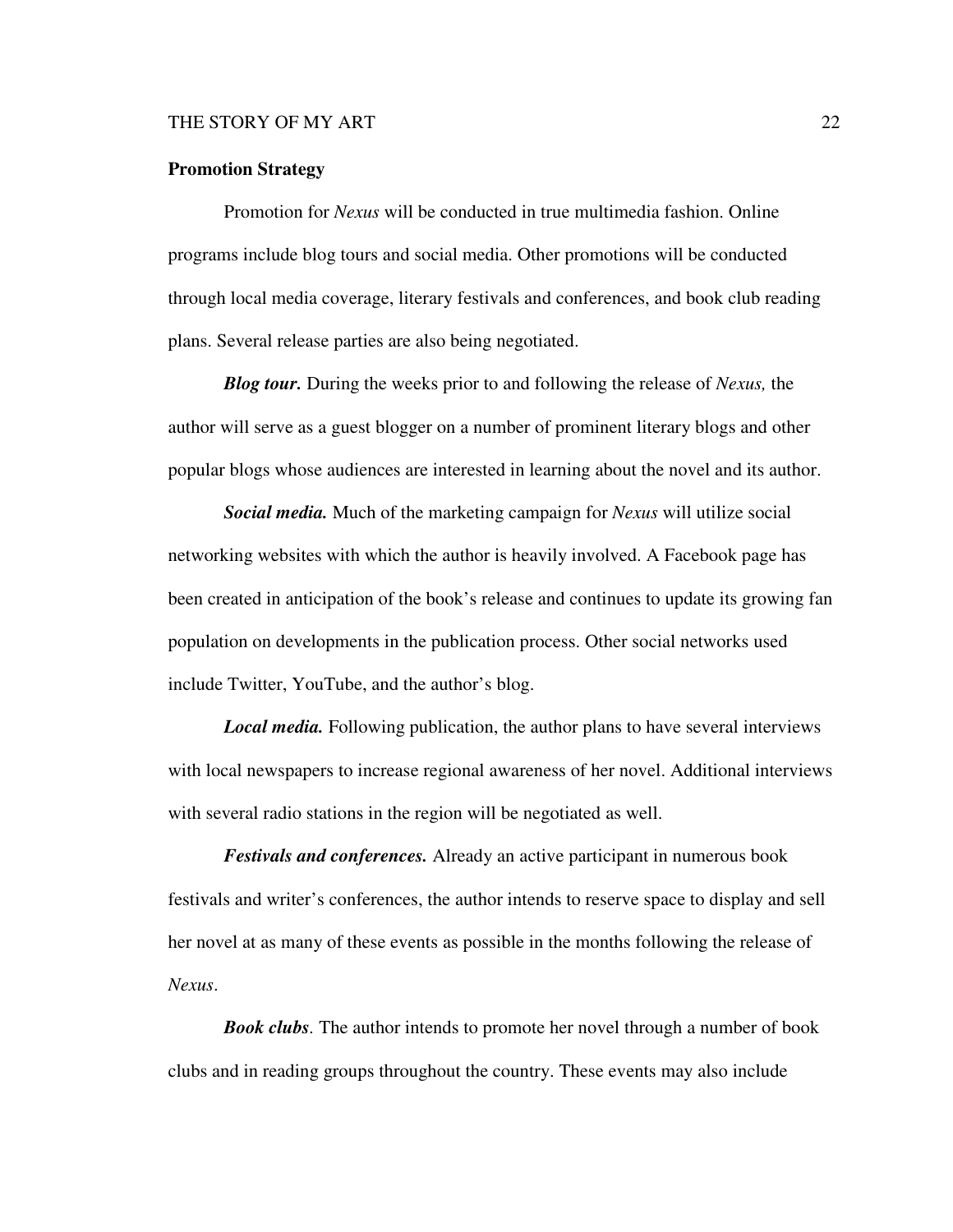## Promotion Strategy

Promotion for *Nexus* will be conducted in true multimedia fashion. Online programs include blog tours and social media. Other promotions will be conducted through local media coverage, literary festivals and conferences, and book club reading plans. Several release parties are also being negotiated.

***Blog tour.*** During the weeks prior to and following the release of *Nexus,* the author will serve as a guest blogger on a number of prominent literary blogs and other popular blogs whose audiences are interested in learning about the novel and its author.

***Social media.*** Much of the marketing campaign for *Nexus* will utilize social networking websites with which the author is heavily involved. A Facebook page has been created in anticipation of the book's release and continues to update its growing fan population on developments in the publication process. Other social networks used include Twitter, YouTube, and the author's blog.

***Local media.*** Following publication, the author plans to have several interviews with local newspapers to increase regional awareness of her novel. Additional interviews with several radio stations in the region will be negotiated as well.

***Festivals and conferences.*** Already an active participant in numerous book festivals and writer's conferences, the author intends to reserve space to display and sell her novel at as many of these events as possible in the months following the release of *Nexus*.

***Book clubs***. The author intends to promote her novel through a number of book clubs and in reading groups throughout the country. These events may also include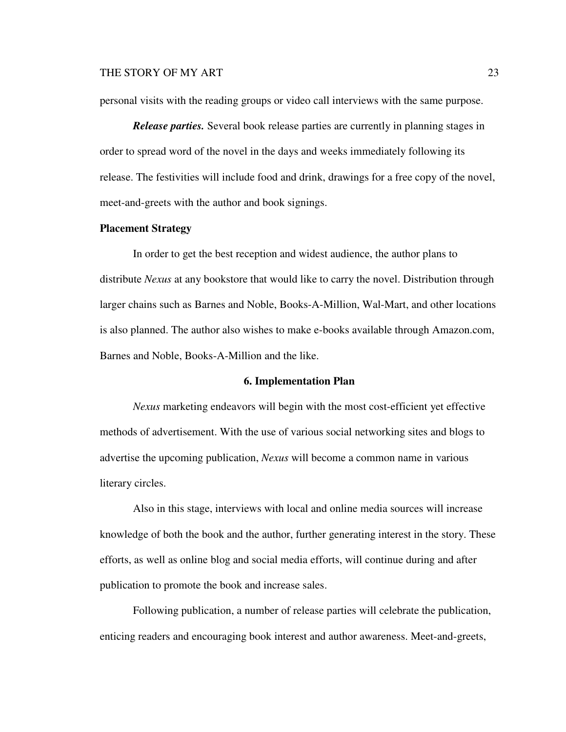personal visits with the reading groups or video call interviews with the same purpose.

***Release parties.*** Several book release parties are currently in planning stages in order to spread word of the novel in the days and weeks immediately following its release. The festivities will include food and drink, drawings for a free copy of the novel, meet-and-greets with the author and book signings.

### Placement Strategy

In order to get the best reception and widest audience, the author plans to distribute *Nexus* at any bookstore that would like to carry the novel. Distribution through larger chains such as Barnes and Noble, Books-A-Million, Wal-Mart, and other locations is also planned. The author also wishes to make e-books available through Amazon.com, Barnes and Noble, Books-A-Million and the like.

## 6. Implementation Plan

*Nexus* marketing endeavors will begin with the most cost-efficient yet effective methods of advertisement. With the use of various social networking sites and blogs to advertise the upcoming publication, *Nexus* will become a common name in various literary circles.

Also in this stage, interviews with local and online media sources will increase knowledge of both the book and the author, further generating interest in the story. These efforts, as well as online blog and social media efforts, will continue during and after publication to promote the book and increase sales.

Following publication, a number of release parties will celebrate the publication, enticing readers and encouraging book interest and author awareness. Meet-and-greets,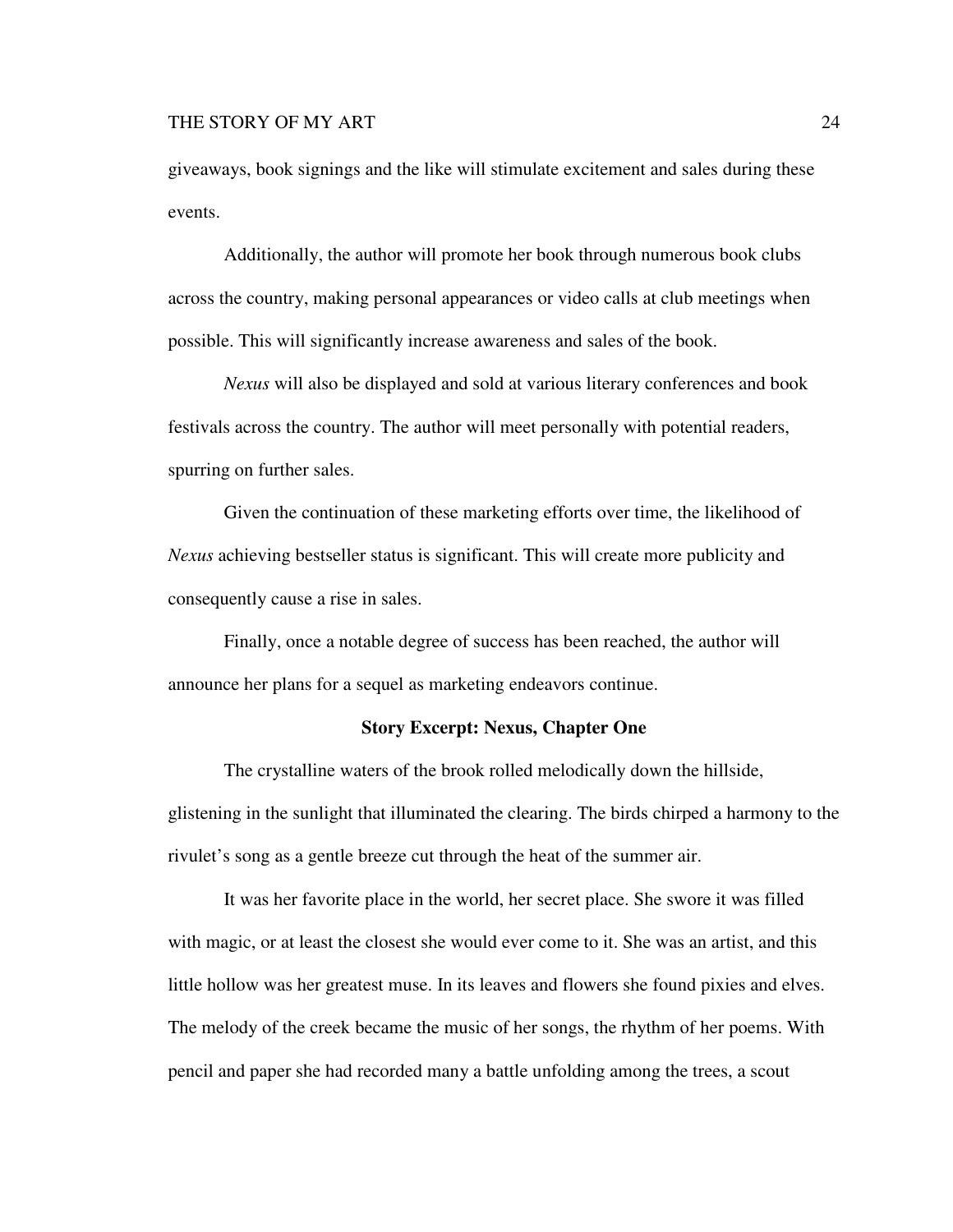giveaways, book signings and the like will stimulate excitement and sales during these events.

Additionally, the author will promote her book through numerous book clubs across the country, making personal appearances or video calls at club meetings when possible. This will significantly increase awareness and sales of the book.

*Nexus* will also be displayed and sold at various literary conferences and book festivals across the country. The author will meet personally with potential readers, spurring on further sales.

Given the continuation of these marketing efforts over time, the likelihood of *Nexus* achieving bestseller status is significant. This will create more publicity and consequently cause a rise in sales.

Finally, once a notable degree of success has been reached, the author will announce her plans for a sequel as marketing endeavors continue.

**Story Excerpt: Nexus, Chapter One**

The crystalline waters of the brook rolled melodically down the hillside, glistening in the sunlight that illuminated the clearing. The birds chirped a harmony to the rivulet's song as a gentle breeze cut through the heat of the summer air.

It was her favorite place in the world, her secret place. She swore it was filled with magic, or at least the closest she would ever come to it. She was an artist, and this little hollow was her greatest muse. In its leaves and flowers she found pixies and elves. The melody of the creek became the music of her songs, the rhythm of her poems. With pencil and paper she had recorded many a battle unfolding among the trees, a scout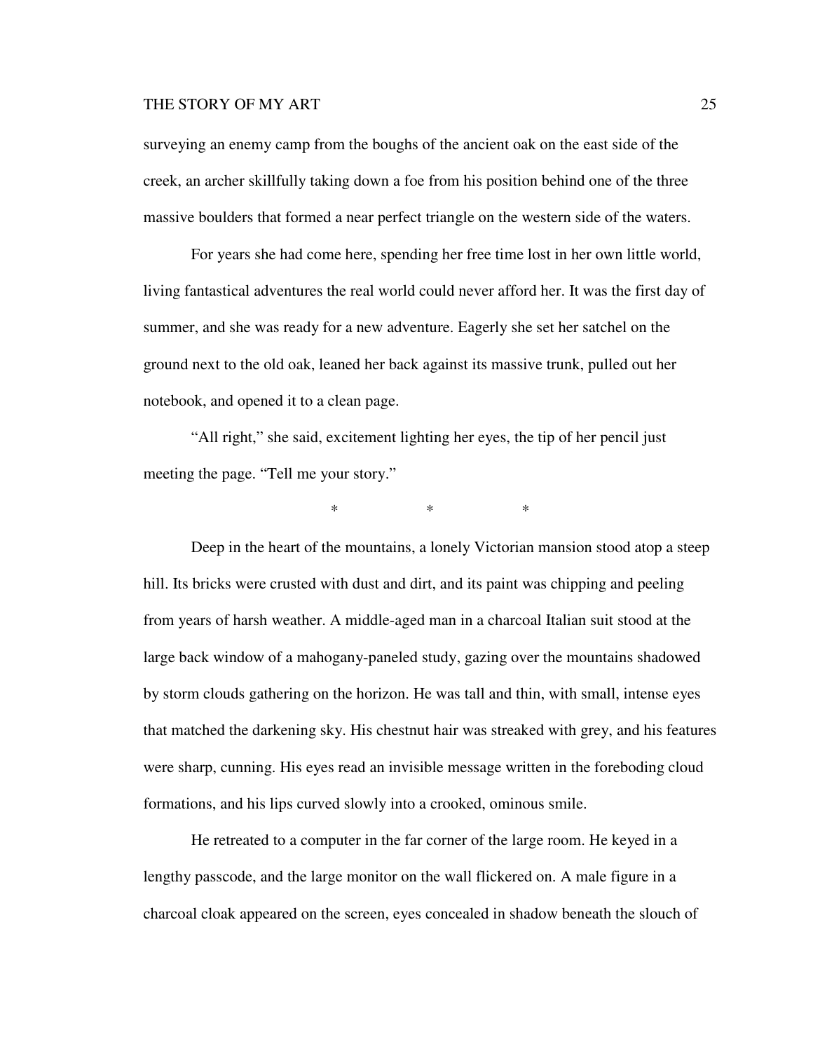surveying an enemy camp from the boughs of the ancient oak on the east side of the creek, an archer skillfully taking down a foe from his position behind one of the three massive boulders that formed a near perfect triangle on the western side of the waters.

For years she had come here, spending her free time lost in her own little world, living fantastical adventures the real world could never afford her. It was the first day of summer, and she was ready for a new adventure. Eagerly she set her satchel on the ground next to the old oak, leaned her back against its massive trunk, pulled out her notebook, and opened it to a clean page.

"All right," she said, excitement lighting her eyes, the tip of her pencil just meeting the page. "Tell me your story."

\*   \*   \*

Deep in the heart of the mountains, a lonely Victorian mansion stood atop a steep hill. Its bricks were crusted with dust and dirt, and its paint was chipping and peeling from years of harsh weather. A middle-aged man in a charcoal Italian suit stood at the large back window of a mahogany-paneled study, gazing over the mountains shadowed by storm clouds gathering on the horizon. He was tall and thin, with small, intense eyes that matched the darkening sky. His chestnut hair was streaked with grey, and his features were sharp, cunning. His eyes read an invisible message written in the foreboding cloud formations, and his lips curved slowly into a crooked, ominous smile.

He retreated to a computer in the far corner of the large room. He keyed in a lengthy passcode, and the large monitor on the wall flickered on. A male figure in a charcoal cloak appeared on the screen, eyes concealed in shadow beneath the slouch of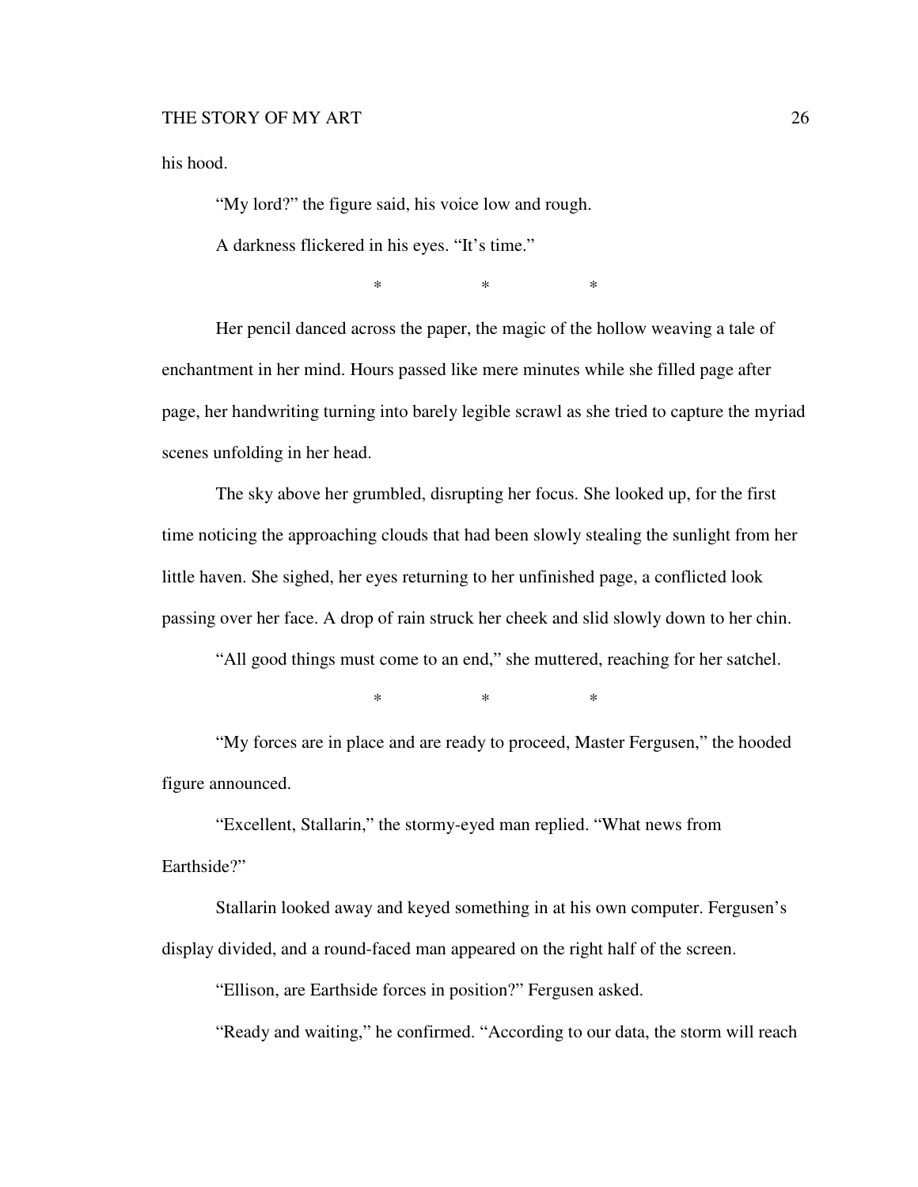his hood.

“My lord?” the figure said, his voice low and rough.

A darkness flickered in his eyes. “It’s time.”

\* \* \*

Her pencil danced across the paper, the magic of the hollow weaving a tale of enchantment in her mind. Hours passed like mere minutes while she filled page after page, her handwriting turning into barely legible scrawl as she tried to capture the myriad scenes unfolding in her head.

The sky above her grumbled, disrupting her focus. She looked up, for the first time noticing the approaching clouds that had been slowly stealing the sunlight from her little haven. She sighed, her eyes returning to her unfinished page, a conflicted look passing over her face. A drop of rain struck her cheek and slid slowly down to her chin.

“All good things must come to an end,” she muttered, reaching for her satchel.

\* \* \*

“My forces are in place and are ready to proceed, Master Fergusen,” the hooded figure announced.

“Excellent, Stallarin,” the stormy-eyed man replied. “What news from Earthside?”

Stallarin looked away and keyed something in at his own computer. Fergusen’s display divided, and a round-faced man appeared on the right half of the screen.

“Ellison, are Earthside forces in position?” Fergusen asked.

“Ready and waiting,” he confirmed. “According to our data, the storm will reach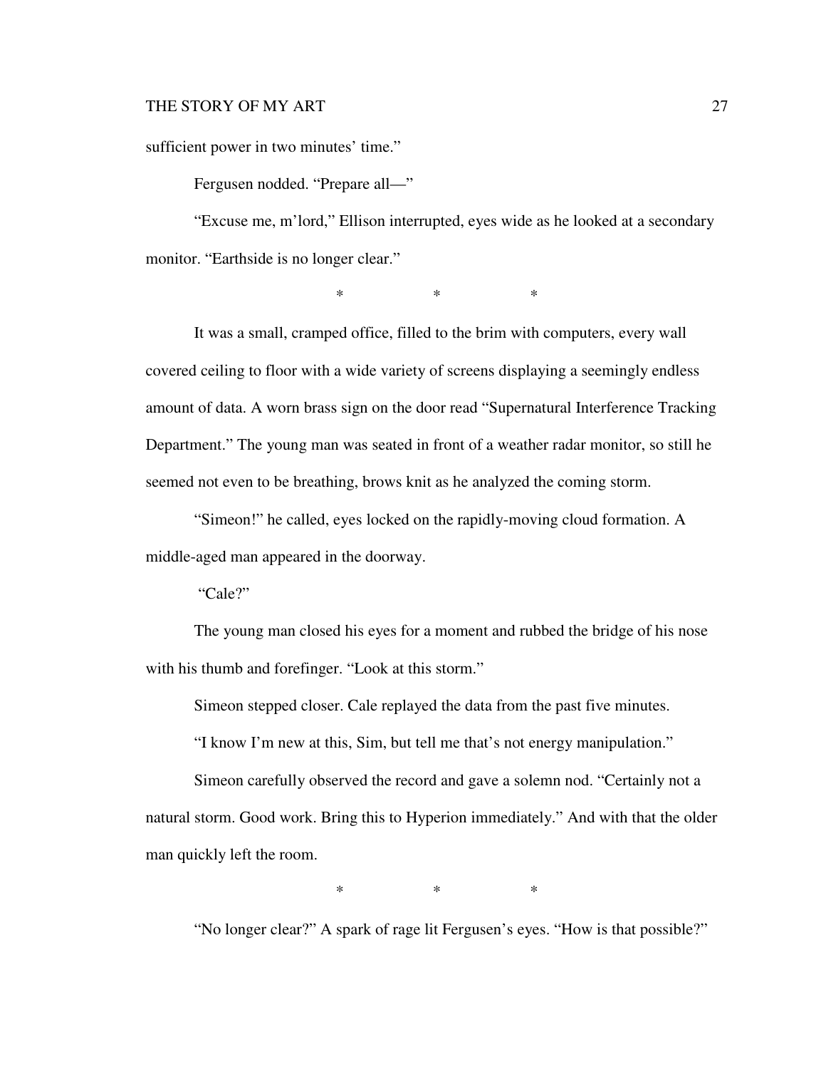sufficient power in two minutes' time."

Fergusen nodded. "Prepare all—"

"Excuse me, m'lord," Ellison interrupted, eyes wide as he looked at a secondary monitor. "Earthside is no longer clear."

\* \* \*

It was a small, cramped office, filled to the brim with computers, every wall covered ceiling to floor with a wide variety of screens displaying a seemingly endless amount of data. A worn brass sign on the door read "Supernatural Interference Tracking Department." The young man was seated in front of a weather radar monitor, so still he seemed not even to be breathing, brows knit as he analyzed the coming storm.

"Simeon!" he called, eyes locked on the rapidly-moving cloud formation. A middle-aged man appeared in the doorway.

"Cale?"

The young man closed his eyes for a moment and rubbed the bridge of his nose with his thumb and forefinger. "Look at this storm."

Simeon stepped closer. Cale replayed the data from the past five minutes.

"I know I'm new at this, Sim, but tell me that's not energy manipulation."

Simeon carefully observed the record and gave a solemn nod. "Certainly not a natural storm. Good work. Bring this to Hyperion immediately." And with that the older man quickly left the room.

\* \* \*

"No longer clear?" A spark of rage lit Fergusen's eyes. "How is that possible?"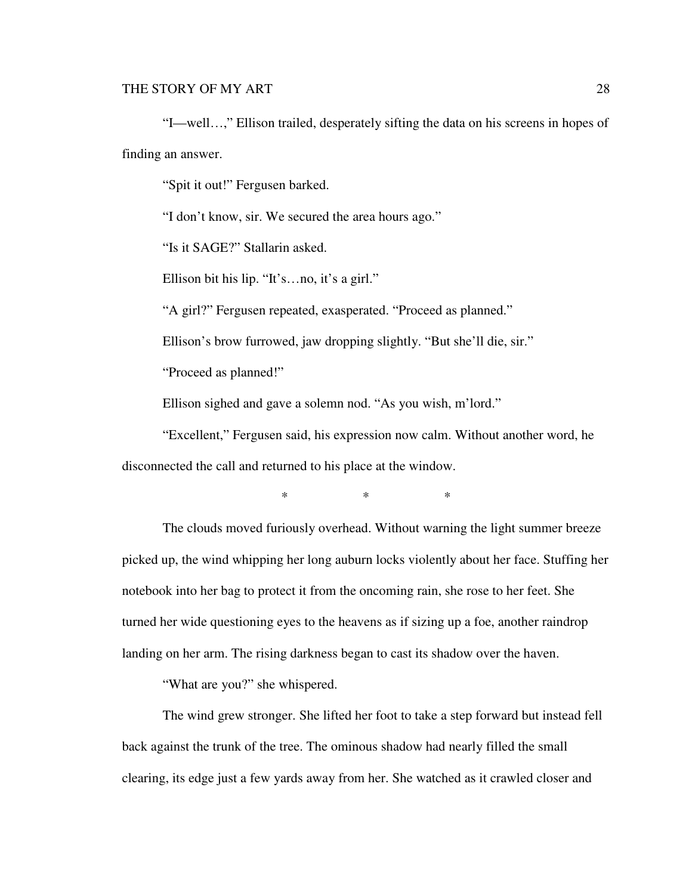"I—well…," Ellison trailed, desperately sifting the data on his screens in hopes of finding an answer.

"Spit it out!" Fergusen barked.

"I don't know, sir. We secured the area hours ago."

"Is it SAGE?" Stallarin asked.

Ellison bit his lip. "It's…no, it's a girl."

"A girl?" Fergusen repeated, exasperated. "Proceed as planned."

Ellison's brow furrowed, jaw dropping slightly. "But she'll die, sir."

"Proceed as planned!"

Ellison sighed and gave a solemn nod. "As you wish, m'lord."

"Excellent," Fergusen said, his expression now calm. Without another word, he disconnected the call and returned to his place at the window.

\* \* \*

The clouds moved furiously overhead. Without warning the light summer breeze picked up, the wind whipping her long auburn locks violently about her face. Stuffing her notebook into her bag to protect it from the oncoming rain, she rose to her feet. She turned her wide questioning eyes to the heavens as if sizing up a foe, another raindrop landing on her arm. The rising darkness began to cast its shadow over the haven.

"What are you?" she whispered.

The wind grew stronger. She lifted her foot to take a step forward but instead fell back against the trunk of the tree. The ominous shadow had nearly filled the small clearing, its edge just a few yards away from her. She watched as it crawled closer and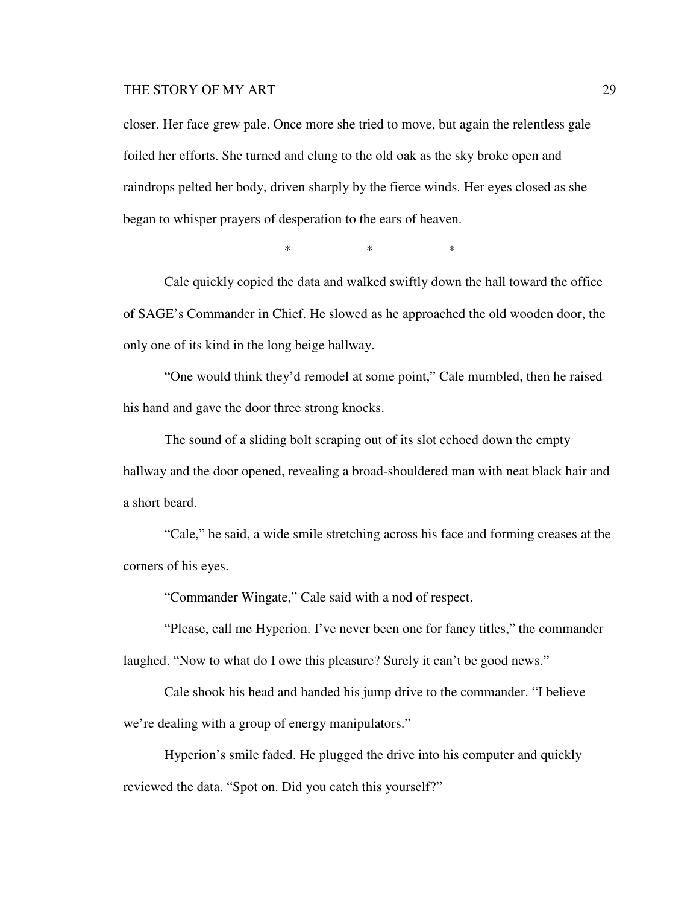closer. Her face grew pale. Once more she tried to move, but again the relentless gale foiled her efforts. She turned and clung to the old oak as the sky broke open and raindrops pelted her body, driven sharply by the fierce winds. Her eyes closed as she began to whisper prayers of desperation to the ears of heaven.

\*                    \*                    \*

Cale quickly copied the data and walked swiftly down the hall toward the office of SAGE's Commander in Chief. He slowed as he approached the old wooden door, the only one of its kind in the long beige hallway.

"One would think they'd remodel at some point," Cale mumbled, then he raised his hand and gave the door three strong knocks.

The sound of a sliding bolt scraping out of its slot echoed down the empty hallway and the door opened, revealing a broad-shouldered man with neat black hair and a short beard.

"Cale," he said, a wide smile stretching across his face and forming creases at the corners of his eyes.

"Commander Wingate," Cale said with a nod of respect.

"Please, call me Hyperion. I've never been one for fancy titles," the commander laughed. "Now to what do I owe this pleasure? Surely it can't be good news."

Cale shook his head and handed his jump drive to the commander. "I believe we're dealing with a group of energy manipulators."

Hyperion's smile faded. He plugged the drive into his computer and quickly reviewed the data. "Spot on. Did you catch this yourself?"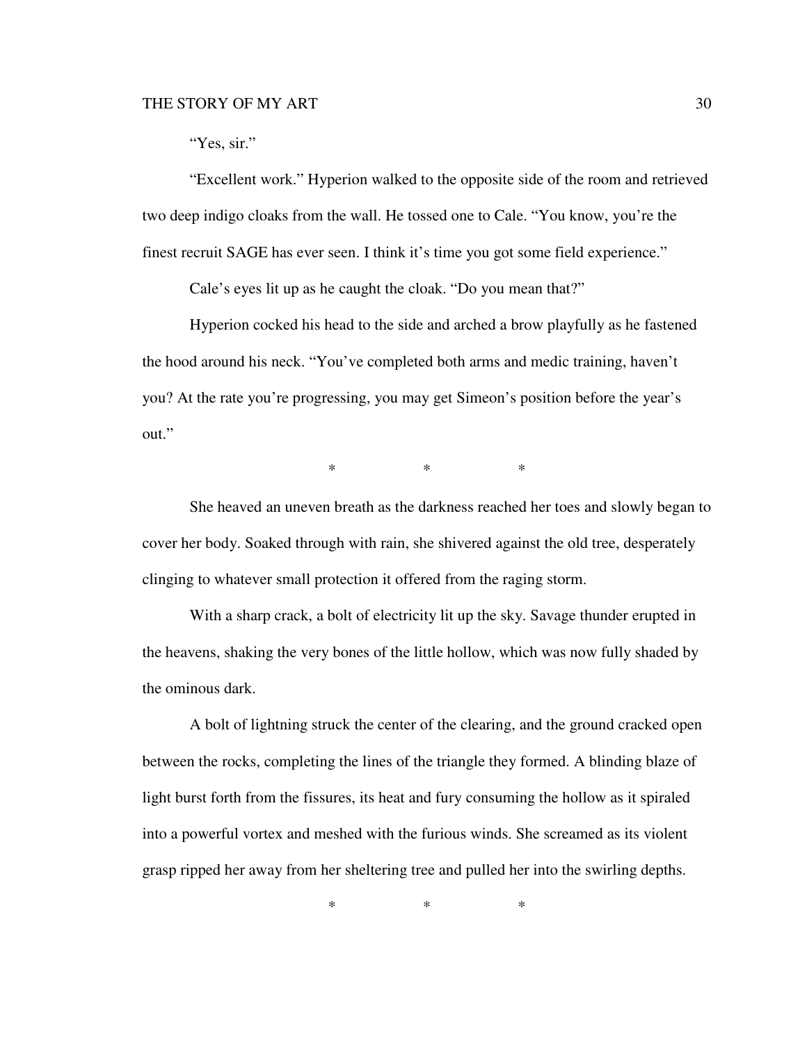"Yes, sir."

"Excellent work." Hyperion walked to the opposite side of the room and retrieved two deep indigo cloaks from the wall. He tossed one to Cale. "You know, you're the finest recruit SAGE has ever seen. I think it's time you got some field experience."

Cale's eyes lit up as he caught the cloak. "Do you mean that?"

Hyperion cocked his head to the side and arched a brow playfully as he fastened the hood around his neck. "You've completed both arms and medic training, haven't you? At the rate you're progressing, you may get Simeon's position before the year's out."

\* \* \*

She heaved an uneven breath as the darkness reached her toes and slowly began to cover her body. Soaked through with rain, she shivered against the old tree, desperately clinging to whatever small protection it offered from the raging storm.

With a sharp crack, a bolt of electricity lit up the sky. Savage thunder erupted in the heavens, shaking the very bones of the little hollow, which was now fully shaded by the ominous dark.

A bolt of lightning struck the center of the clearing, and the ground cracked open between the rocks, completing the lines of the triangle they formed. A blinding blaze of light burst forth from the fissures, its heat and fury consuming the hollow as it spiraled into a powerful vortex and meshed with the furious winds. She screamed as its violent grasp ripped her away from her sheltering tree and pulled her into the swirling depths.

\* \* \*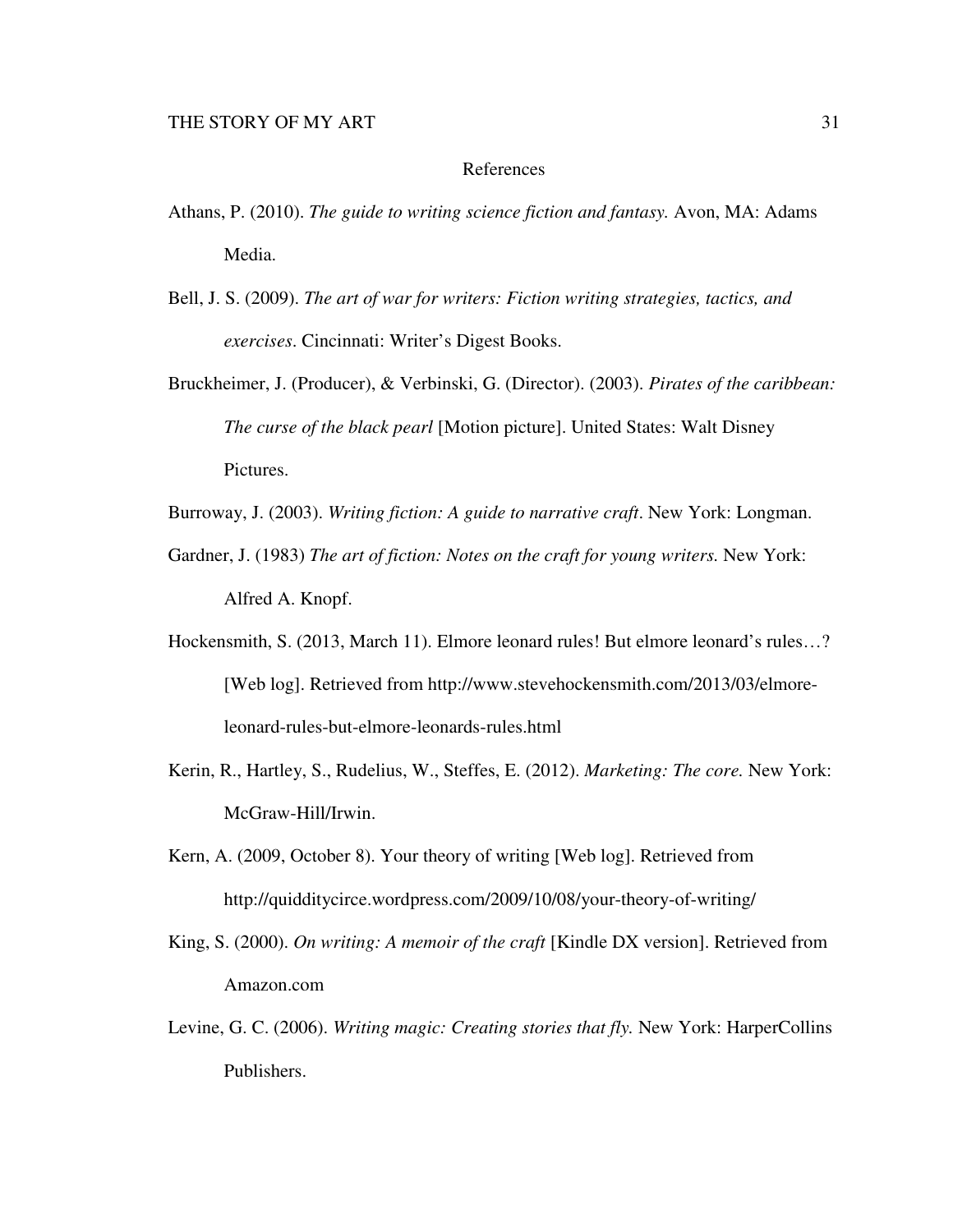## References

Athans, P. (2010). *The guide to writing science fiction and fantasy.* Avon, MA: Adams Media.

Bell, J. S. (2009). *The art of war for writers: Fiction writing strategies, tactics, and exercises*. Cincinnati: Writer's Digest Books.

Bruckheimer, J. (Producer), & Verbinski, G. (Director). (2003). *Pirates of the caribbean: The curse of the black pearl* [Motion picture]. United States: Walt Disney Pictures.

Burroway, J. (2003). *Writing fiction: A guide to narrative craft*. New York: Longman.

Gardner, J. (1983) *The art of fiction: Notes on the craft for young writers.* New York: Alfred A. Knopf.

Hockensmith, S. (2013, March 11). Elmore leonard rules! But elmore leonard's rules…? [Web log]. Retrieved from http://www.stevehockensmith.com/2013/03/elmore-leonard-rules-but-elmore-leonards-rules.html

Kerin, R., Hartley, S., Rudelius, W., Steffes, E. (2012). *Marketing: The core.* New York: McGraw-Hill/Irwin.

Kern, A. (2009, October 8). Your theory of writing [Web log]. Retrieved from http://quidditycirce.wordpress.com/2009/10/08/your-theory-of-writing/

King, S. (2000). *On writing: A memoir of the craft* [Kindle DX version]. Retrieved from Amazon.com

Levine, G. C. (2006). *Writing magic: Creating stories that fly.* New York: HarperCollins Publishers.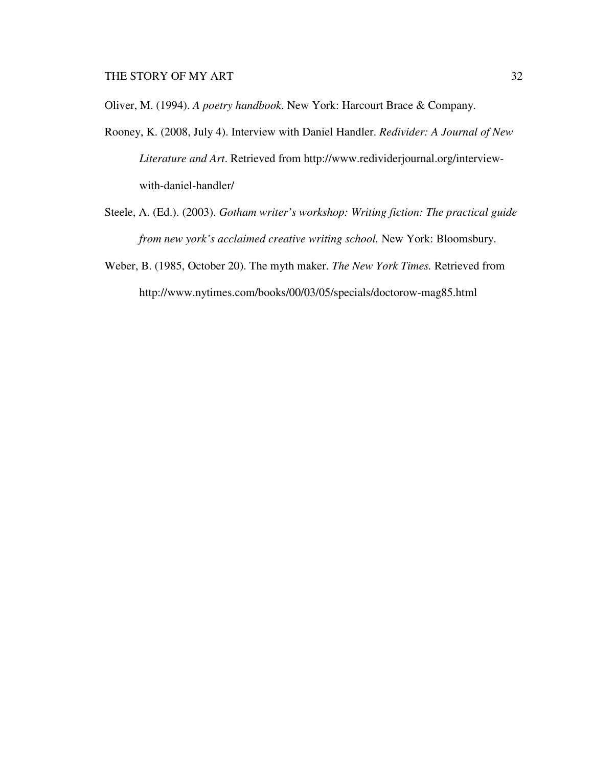Oliver, M. (1994). *A poetry handbook*. New York: Harcourt Brace & Company.

Rooney, K. (2008, July 4). Interview with Daniel Handler. *Redivider: A Journal of New Literature and Art*. Retrieved from http://www.redividerjournal.org/interview-with-daniel-handler/

Steele, A. (Ed.). (2003). *Gotham writer's workshop: Writing fiction: The practical guide from new york's acclaimed creative writing school.* New York: Bloomsbury.

Weber, B. (1985, October 20). The myth maker. *The New York Times.* Retrieved from http://www.nytimes.com/books/00/03/05/specials/doctorow-mag85.html